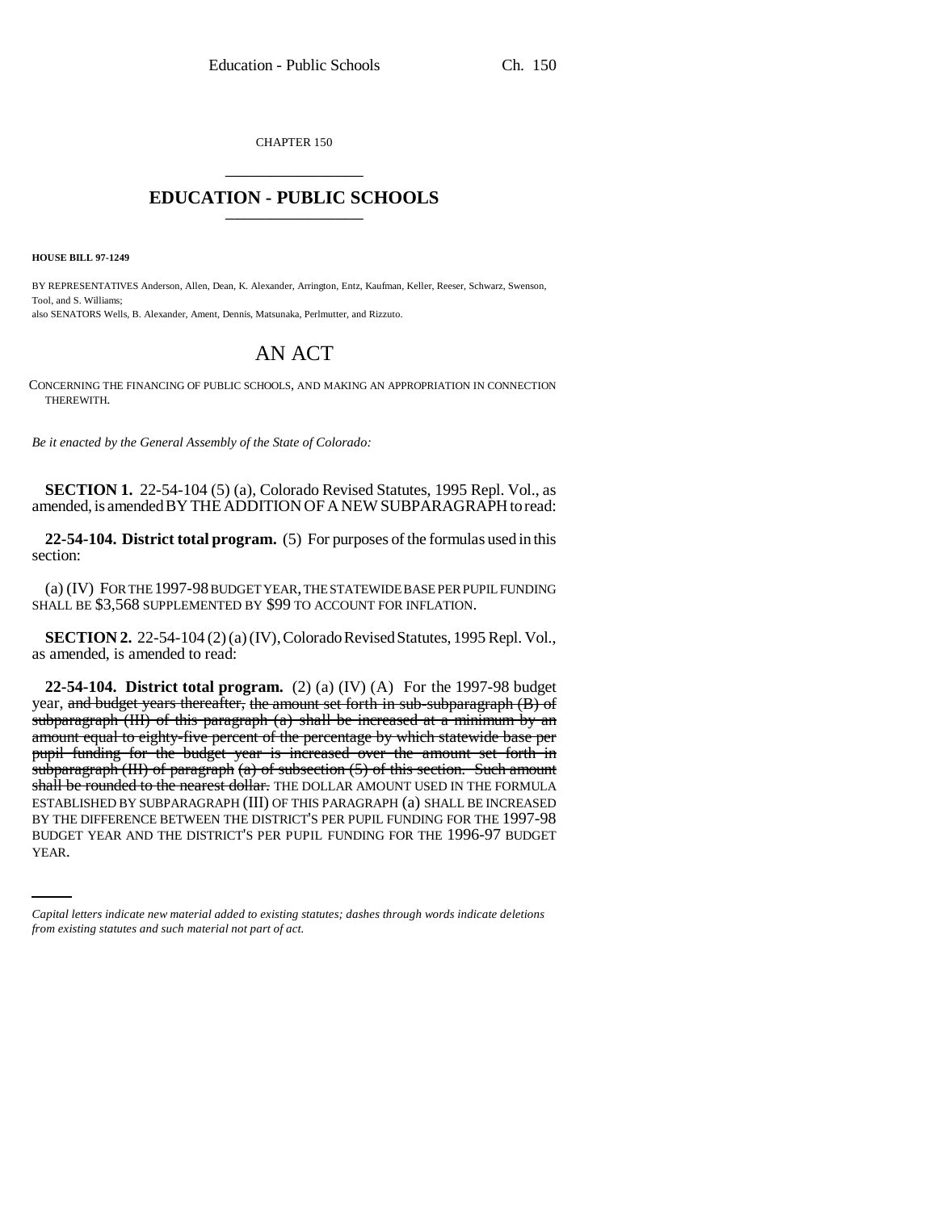CHAPTER 150

## EDUCATION - PUBLIC SCHOOLS

**HOUSE BILL 97-1249**

BY REPRESENTATIVES Anderson, Allen, Dean, K. Alexander, Arrington, Entz, Kaufman, Keller, Reeser, Schwarz, Swenson, Tool, and S. Williams;
also SENATORS Wells, B. Alexander, Ament, Dennis, Matsunaka, Perlmutter, and Rizzuto.

# AN ACT

CONCERNING THE FINANCING OF PUBLIC SCHOOLS, AND MAKING AN APPROPRIATION IN CONNECTION THEREWITH.

*Be it enacted by the General Assembly of the State of Colorado:*

**SECTION 1.** 22-54-104 (5) (a), Colorado Revised Statutes, 1995 Repl. Vol., as amended, is amended BY THE ADDITION OF A NEW SUBPARAGRAPH to read:

**22-54-104. District total program.** (5) For purposes of the formulas used in this section:

(a) (IV) FOR THE 1997-98 BUDGET YEAR, THE STATEWIDE BASE PER PUPIL FUNDING SHALL BE $3,568 SUPPLEMENTED BY $99 TO ACCOUNT FOR INFLATION.

**SECTION 2.** 22-54-104 (2) (a) (IV), Colorado Revised Statutes, 1995 Repl. Vol., as amended, is amended to read:

**22-54-104. District total program.** (2) (a) (IV) (A) For the 1997-98 budget year, ~~and budget years thereafter,~~ ~~the amount set forth in sub-subparagraph (B) of subparagraph (III) of this paragraph (a) shall be increased at a minimum by an amount equal to eighty-five percent of the percentage by which statewide base per pupil funding for the budget year is increased over the amount set forth in subparagraph (III) of paragraph (a) of subsection (5) of this section. Such amount shall be rounded to the nearest dollar.~~ THE DOLLAR AMOUNT USED IN THE FORMULA ESTABLISHED BY SUBPARAGRAPH (III) OF THIS PARAGRAPH (a) SHALL BE INCREASED BY THE DIFFERENCE BETWEEN THE DISTRICT'S PER PUPIL FUNDING FOR THE 1997-98 BUDGET YEAR AND THE DISTRICT'S PER PUPIL FUNDING FOR THE 1996-97 BUDGET YEAR.

*Capital letters indicate new material added to existing statutes; dashes through words indicate deletions from existing statutes and such material not part of act.*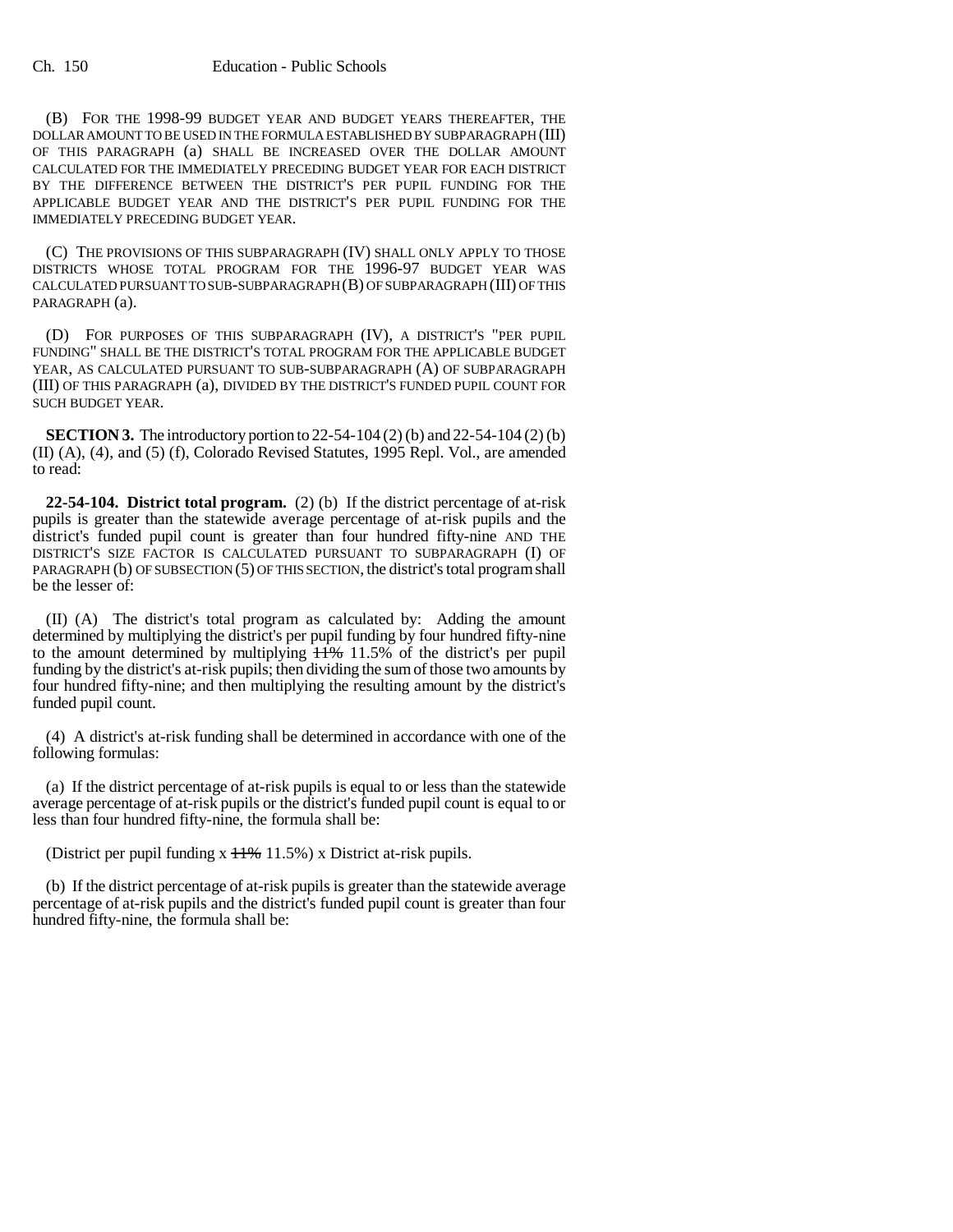(B) FOR THE 1998-99 BUDGET YEAR AND BUDGET YEARS THEREAFTER, THE DOLLAR AMOUNT TO BE USED IN THE FORMULA ESTABLISHED BY SUBPARAGRAPH (III) OF THIS PARAGRAPH (a) SHALL BE INCREASED OVER THE DOLLAR AMOUNT CALCULATED FOR THE IMMEDIATELY PRECEDING BUDGET YEAR FOR EACH DISTRICT BY THE DIFFERENCE BETWEEN THE DISTRICT'S PER PUPIL FUNDING FOR THE APPLICABLE BUDGET YEAR AND THE DISTRICT'S PER PUPIL FUNDING FOR THE IMMEDIATELY PRECEDING BUDGET YEAR.

(C) THE PROVISIONS OF THIS SUBPARAGRAPH (IV) SHALL ONLY APPLY TO THOSE DISTRICTS WHOSE TOTAL PROGRAM FOR THE 1996-97 BUDGET YEAR WAS CALCULATED PURSUANT TO SUB-SUBPARAGRAPH (B) OF SUBPARAGRAPH (III) OF THIS PARAGRAPH (a).

(D) FOR PURPOSES OF THIS SUBPARAGRAPH (IV), A DISTRICT'S "PER PUPIL FUNDING" SHALL BE THE DISTRICT'S TOTAL PROGRAM FOR THE APPLICABLE BUDGET YEAR, AS CALCULATED PURSUANT TO SUB-SUBPARAGRAPH (A) OF SUBPARAGRAPH (III) OF THIS PARAGRAPH (a), DIVIDED BY THE DISTRICT'S FUNDED PUPIL COUNT FOR SUCH BUDGET YEAR.

**SECTION 3.** The introductory portion to 22-54-104 (2) (b) and 22-54-104 (2) (b) (II) (A), (4), and (5) (f), Colorado Revised Statutes, 1995 Repl. Vol., are amended to read:

**22-54-104. District total program.** (2) (b) If the district percentage of at-risk pupils is greater than the statewide average percentage of at-risk pupils and the district's funded pupil count is greater than four hundred fifty-nine AND THE DISTRICT'S SIZE FACTOR IS CALCULATED PURSUANT TO SUBPARAGRAPH (I) OF PARAGRAPH (b) OF SUBSECTION (5) OF THIS SECTION, the district's total program shall be the lesser of:

(II) (A) The district's total program as calculated by: Adding the amount determined by multiplying the district's per pupil funding by four hundred fifty-nine to the amount determined by multiplying ~~11%~~ 11.5% of the district's per pupil funding by the district's at-risk pupils; then dividing the sum of those two amounts by four hundred fifty-nine; and then multiplying the resulting amount by the district's funded pupil count.

(4) A district's at-risk funding shall be determined in accordance with one of the following formulas:

(a) If the district percentage of at-risk pupils is equal to or less than the statewide average percentage of at-risk pupils or the district's funded pupil count is equal to or less than four hundred fifty-nine, the formula shall be:

(District per pupil funding x ~~11%~~ 11.5%) x District at-risk pupils.

(b) If the district percentage of at-risk pupils is greater than the statewide average percentage of at-risk pupils and the district's funded pupil count is greater than four hundred fifty-nine, the formula shall be: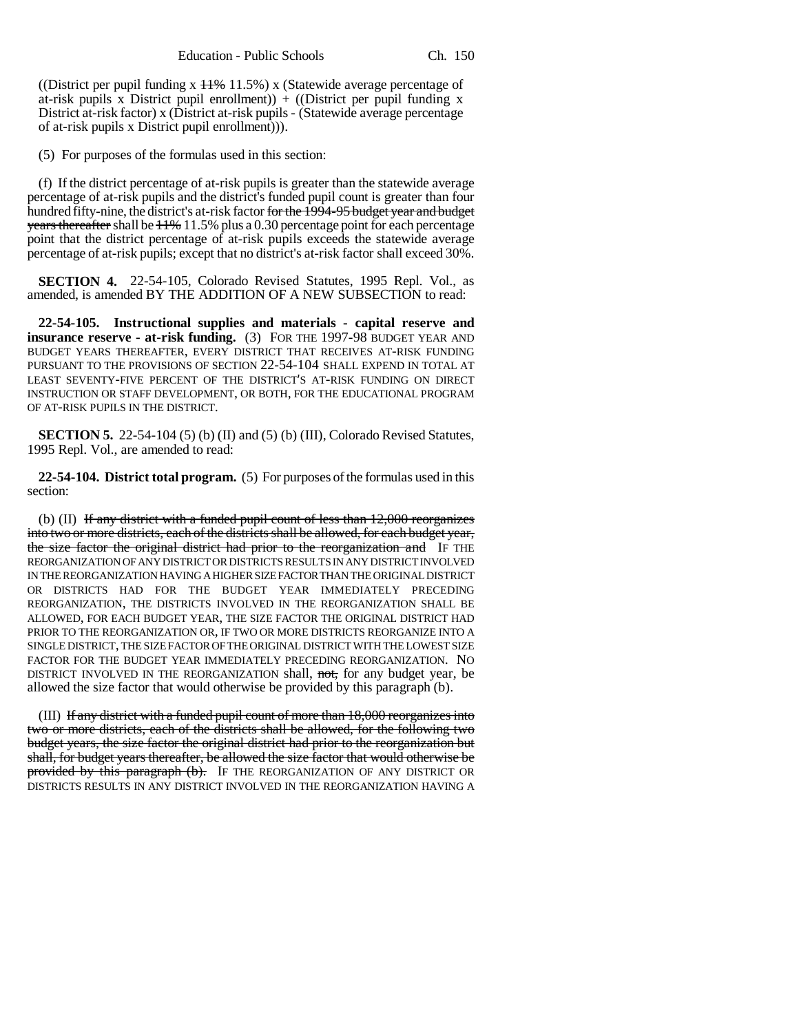((District per pupil funding x ~~11%~~ 11.5%) x (Statewide average percentage of at-risk pupils x District pupil enrollment)) + ((District per pupil funding x District at-risk factor) x (District at-risk pupils - (Statewide average percentage of at-risk pupils x District pupil enrollment))).

(5) For purposes of the formulas used in this section:

(f) If the district percentage of at-risk pupils is greater than the statewide average percentage of at-risk pupils and the district's funded pupil count is greater than four hundred fifty-nine, the district's at-risk factor ~~for the 1994-95 budget year and budget years thereafter~~ shall be ~~11%~~ 11.5% plus a 0.30 percentage point for each percentage point that the district percentage of at-risk pupils exceeds the statewide average percentage of at-risk pupils; except that no district's at-risk factor shall exceed 30%.

**SECTION 4.** 22-54-105, Colorado Revised Statutes, 1995 Repl. Vol., as amended, is amended BY THE ADDITION OF A NEW SUBSECTION to read:

**22-54-105. Instructional supplies and materials - capital reserve and insurance reserve - at-risk funding.** (3) FOR THE 1997-98 BUDGET YEAR AND BUDGET YEARS THEREAFTER, EVERY DISTRICT THAT RECEIVES AT-RISK FUNDING PURSUANT TO THE PROVISIONS OF SECTION 22-54-104 SHALL EXPEND IN TOTAL AT LEAST SEVENTY-FIVE PERCENT OF THE DISTRICT'S AT-RISK FUNDING ON DIRECT INSTRUCTION OR STAFF DEVELOPMENT, OR BOTH, FOR THE EDUCATIONAL PROGRAM OF AT-RISK PUPILS IN THE DISTRICT.

**SECTION 5.** 22-54-104 (5) (b) (II) and (5) (b) (III), Colorado Revised Statutes, 1995 Repl. Vol., are amended to read:

**22-54-104. District total program.** (5) For purposes of the formulas used in this section:

(b) (II) ~~If any district with a funded pupil count of less than 12,000 reorganizes into two or more districts, each of the districts shall be allowed, for each budget year, the size factor the original district had prior to the reorganization and~~ IF THE REORGANIZATION OF ANY DISTRICT OR DISTRICTS RESULTS IN ANY DISTRICT INVOLVED IN THE REORGANIZATION HAVING A HIGHER SIZE FACTOR THAN THE ORIGINAL DISTRICT OR DISTRICTS HAD FOR THE BUDGET YEAR IMMEDIATELY PRECEDING REORGANIZATION, THE DISTRICTS INVOLVED IN THE REORGANIZATION SHALL BE ALLOWED, FOR EACH BUDGET YEAR, THE SIZE FACTOR THE ORIGINAL DISTRICT HAD PRIOR TO THE REORGANIZATION OR, IF TWO OR MORE DISTRICTS REORGANIZE INTO A SINGLE DISTRICT, THE SIZE FACTOR OF THE ORIGINAL DISTRICT WITH THE LOWEST SIZE FACTOR FOR THE BUDGET YEAR IMMEDIATELY PRECEDING REORGANIZATION. NO DISTRICT INVOLVED IN THE REORGANIZATION shall, ~~not,~~ for any budget year, be allowed the size factor that would otherwise be provided by this paragraph (b).

(III) ~~If any district with a funded pupil count of more than 18,000 reorganizes into two or more districts, each of the districts shall be allowed, for the following two budget years, the size factor the original district had prior to the reorganization but shall, for budget years thereafter, be allowed the size factor that would otherwise be provided by this paragraph (b).~~ IF THE REORGANIZATION OF ANY DISTRICT OR DISTRICTS RESULTS IN ANY DISTRICT INVOLVED IN THE REORGANIZATION HAVING A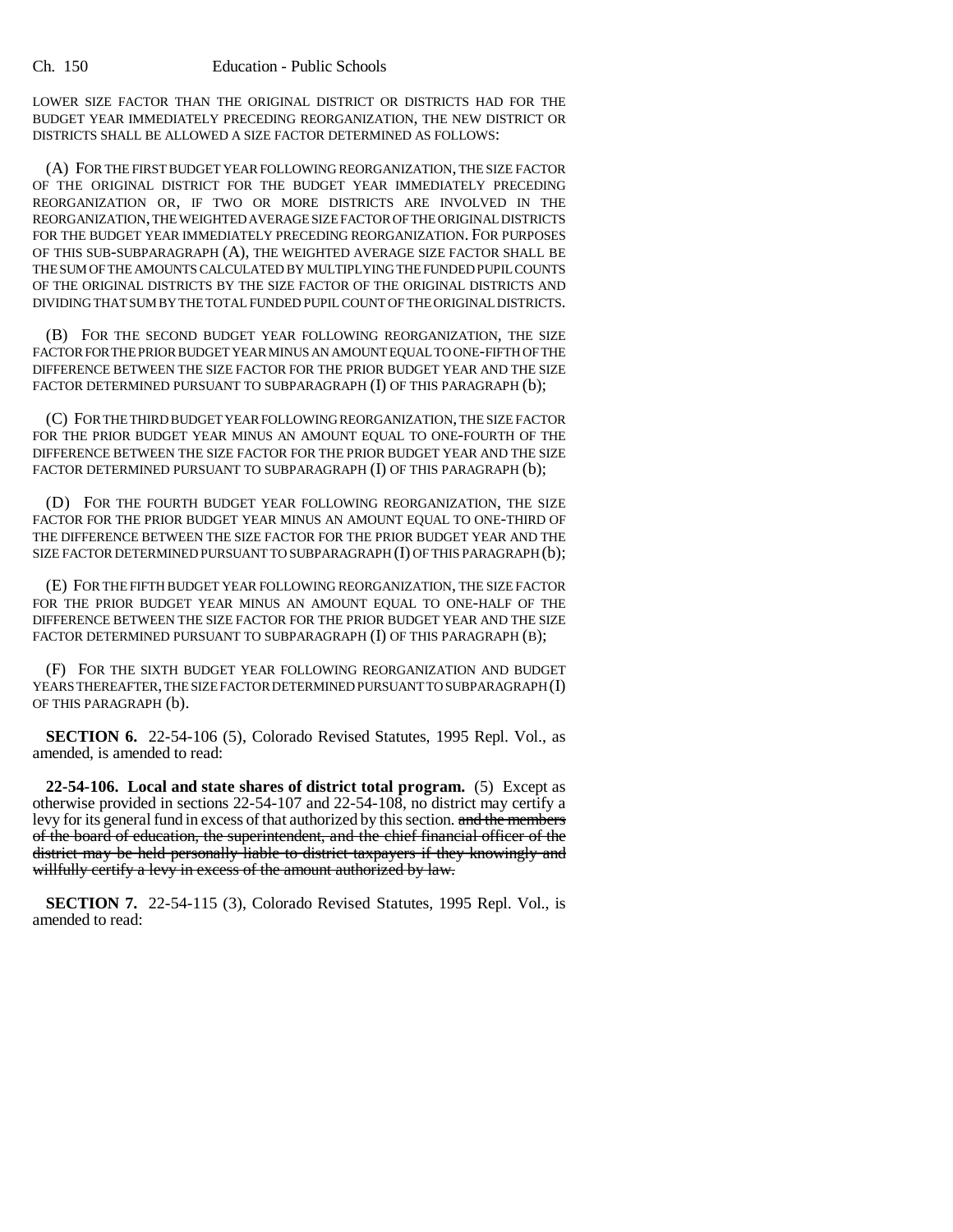LOWER SIZE FACTOR THAN THE ORIGINAL DISTRICT OR DISTRICTS HAD FOR THE BUDGET YEAR IMMEDIATELY PRECEDING REORGANIZATION, THE NEW DISTRICT OR DISTRICTS SHALL BE ALLOWED A SIZE FACTOR DETERMINED AS FOLLOWS:

(A) FOR THE FIRST BUDGET YEAR FOLLOWING REORGANIZATION, THE SIZE FACTOR OF THE ORIGINAL DISTRICT FOR THE BUDGET YEAR IMMEDIATELY PRECEDING REORGANIZATION OR, IF TWO OR MORE DISTRICTS ARE INVOLVED IN THE REORGANIZATION, THE WEIGHTED AVERAGE SIZE FACTOR OF THE ORIGINAL DISTRICTS FOR THE BUDGET YEAR IMMEDIATELY PRECEDING REORGANIZATION. FOR PURPOSES OF THIS SUB-SUBPARAGRAPH (A), THE WEIGHTED AVERAGE SIZE FACTOR SHALL BE THE SUM OF THE AMOUNTS CALCULATED BY MULTIPLYING THE FUNDED PUPIL COUNTS OF THE ORIGINAL DISTRICTS BY THE SIZE FACTOR OF THE ORIGINAL DISTRICTS AND DIVIDING THAT SUM BY THE TOTAL FUNDED PUPIL COUNT OF THE ORIGINAL DISTRICTS.

(B) FOR THE SECOND BUDGET YEAR FOLLOWING REORGANIZATION, THE SIZE FACTOR FOR THE PRIOR BUDGET YEAR MINUS AN AMOUNT EQUAL TO ONE-FIFTH OF THE DIFFERENCE BETWEEN THE SIZE FACTOR FOR THE PRIOR BUDGET YEAR AND THE SIZE FACTOR DETERMINED PURSUANT TO SUBPARAGRAPH (I) OF THIS PARAGRAPH (b);

(C) FOR THE THIRD BUDGET YEAR FOLLOWING REORGANIZATION, THE SIZE FACTOR FOR THE PRIOR BUDGET YEAR MINUS AN AMOUNT EQUAL TO ONE-FOURTH OF THE DIFFERENCE BETWEEN THE SIZE FACTOR FOR THE PRIOR BUDGET YEAR AND THE SIZE FACTOR DETERMINED PURSUANT TO SUBPARAGRAPH (I) OF THIS PARAGRAPH (b);

(D) FOR THE FOURTH BUDGET YEAR FOLLOWING REORGANIZATION, THE SIZE FACTOR FOR THE PRIOR BUDGET YEAR MINUS AN AMOUNT EQUAL TO ONE-THIRD OF THE DIFFERENCE BETWEEN THE SIZE FACTOR FOR THE PRIOR BUDGET YEAR AND THE SIZE FACTOR DETERMINED PURSUANT TO SUBPARAGRAPH (I) OF THIS PARAGRAPH (b);

(E) FOR THE FIFTH BUDGET YEAR FOLLOWING REORGANIZATION, THE SIZE FACTOR FOR THE PRIOR BUDGET YEAR MINUS AN AMOUNT EQUAL TO ONE-HALF OF THE DIFFERENCE BETWEEN THE SIZE FACTOR FOR THE PRIOR BUDGET YEAR AND THE SIZE FACTOR DETERMINED PURSUANT TO SUBPARAGRAPH (I) OF THIS PARAGRAPH (B);

(F) FOR THE SIXTH BUDGET YEAR FOLLOWING REORGANIZATION AND BUDGET YEARS THEREAFTER, THE SIZE FACTOR DETERMINED PURSUANT TO SUBPARAGRAPH (I) OF THIS PARAGRAPH (b).

**SECTION 6.** 22-54-106 (5), Colorado Revised Statutes, 1995 Repl. Vol., as amended, is amended to read:

**22-54-106. Local and state shares of district total program.** (5) Except as otherwise provided in sections 22-54-107 and 22-54-108, no district may certify a levy for its general fund in excess of that authorized by this section. ~~and the members of the board of education, the superintendent, and the chief financial officer of the district may be held personally liable to district taxpayers if they knowingly and willfully certify a levy in excess of the amount authorized by law.~~

**SECTION 7.** 22-54-115 (3), Colorado Revised Statutes, 1995 Repl. Vol., is amended to read: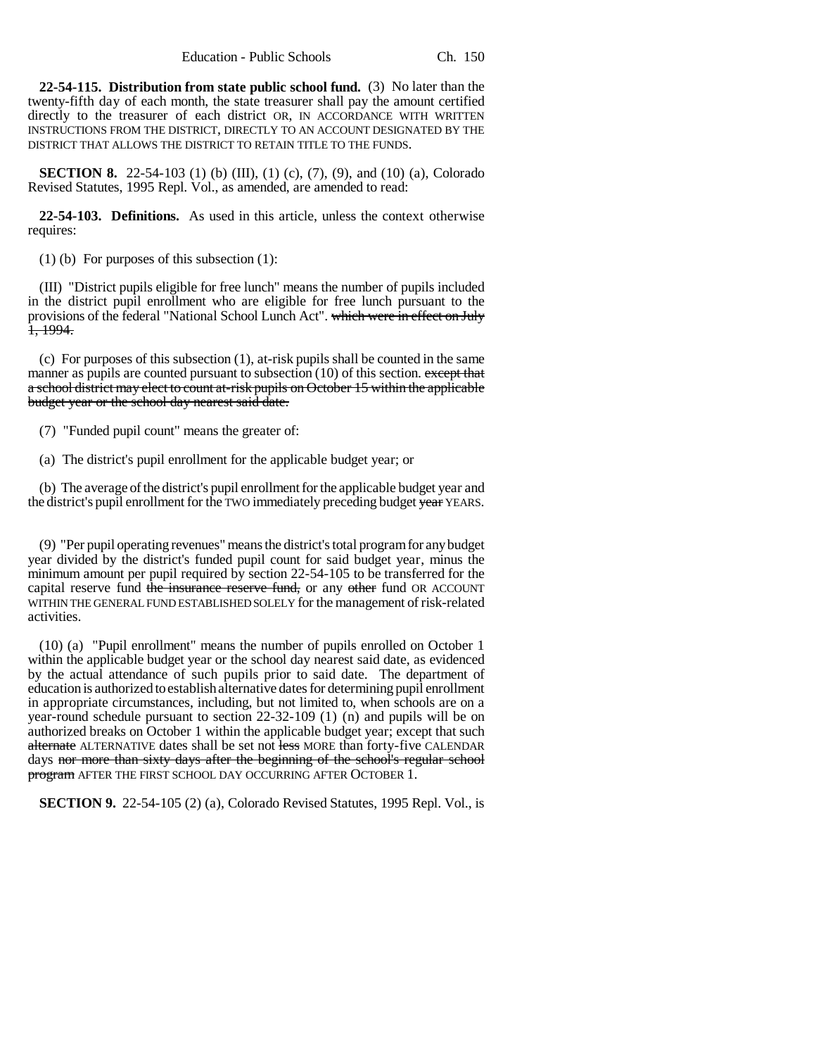**22-54-115. Distribution from state public school fund.** (3) No later than the twenty-fifth day of each month, the state treasurer shall pay the amount certified directly to the treasurer of each district OR, IN ACCORDANCE WITH WRITTEN INSTRUCTIONS FROM THE DISTRICT, DIRECTLY TO AN ACCOUNT DESIGNATED BY THE DISTRICT THAT ALLOWS THE DISTRICT TO RETAIN TITLE TO THE FUNDS.

**SECTION 8.** 22-54-103 (1) (b) (III), (1) (c), (7), (9), and (10) (a), Colorado Revised Statutes, 1995 Repl. Vol., as amended, are amended to read:

**22-54-103. Definitions.** As used in this article, unless the context otherwise requires:

(1) (b) For purposes of this subsection (1):

(III) "District pupils eligible for free lunch" means the number of pupils included in the district pupil enrollment who are eligible for free lunch pursuant to the provisions of the federal "National School Lunch Act". ~~which were in effect on July 1, 1994.~~

(c) For purposes of this subsection (1), at-risk pupils shall be counted in the same manner as pupils are counted pursuant to subsection (10) of this section. ~~except that a school district may elect to count at-risk pupils on October 15 within the applicable budget year or the school day nearest said date.~~

(7) "Funded pupil count" means the greater of:

(a) The district's pupil enrollment for the applicable budget year; or

(b) The average of the district's pupil enrollment for the applicable budget year and the district's pupil enrollment for the TWO immediately preceding budget ~~year~~ YEARS.

(9) "Per pupil operating revenues" means the district's total program for any budget year divided by the district's funded pupil count for said budget year, minus the minimum amount per pupil required by section 22-54-105 to be transferred for the capital reserve fund ~~the insurance reserve fund,~~ or any ~~other~~ fund OR ACCOUNT WITHIN THE GENERAL FUND ESTABLISHED SOLELY for the management of risk-related activities.

(10) (a) "Pupil enrollment" means the number of pupils enrolled on October 1 within the applicable budget year or the school day nearest said date, as evidenced by the actual attendance of such pupils prior to said date. The department of education is authorized to establish alternative dates for determining pupil enrollment in appropriate circumstances, including, but not limited to, when schools are on a year-round schedule pursuant to section 22-32-109 (1) (n) and pupils will be on authorized breaks on October 1 within the applicable budget year; except that such ~~alternate~~ ALTERNATIVE dates shall be set not ~~less~~ MORE than forty-five CALENDAR days ~~nor more than sixty days after the beginning of the school's regular school program~~ AFTER THE FIRST SCHOOL DAY OCCURRING AFTER OCTOBER 1.

**SECTION 9.** 22-54-105 (2) (a), Colorado Revised Statutes, 1995 Repl. Vol., is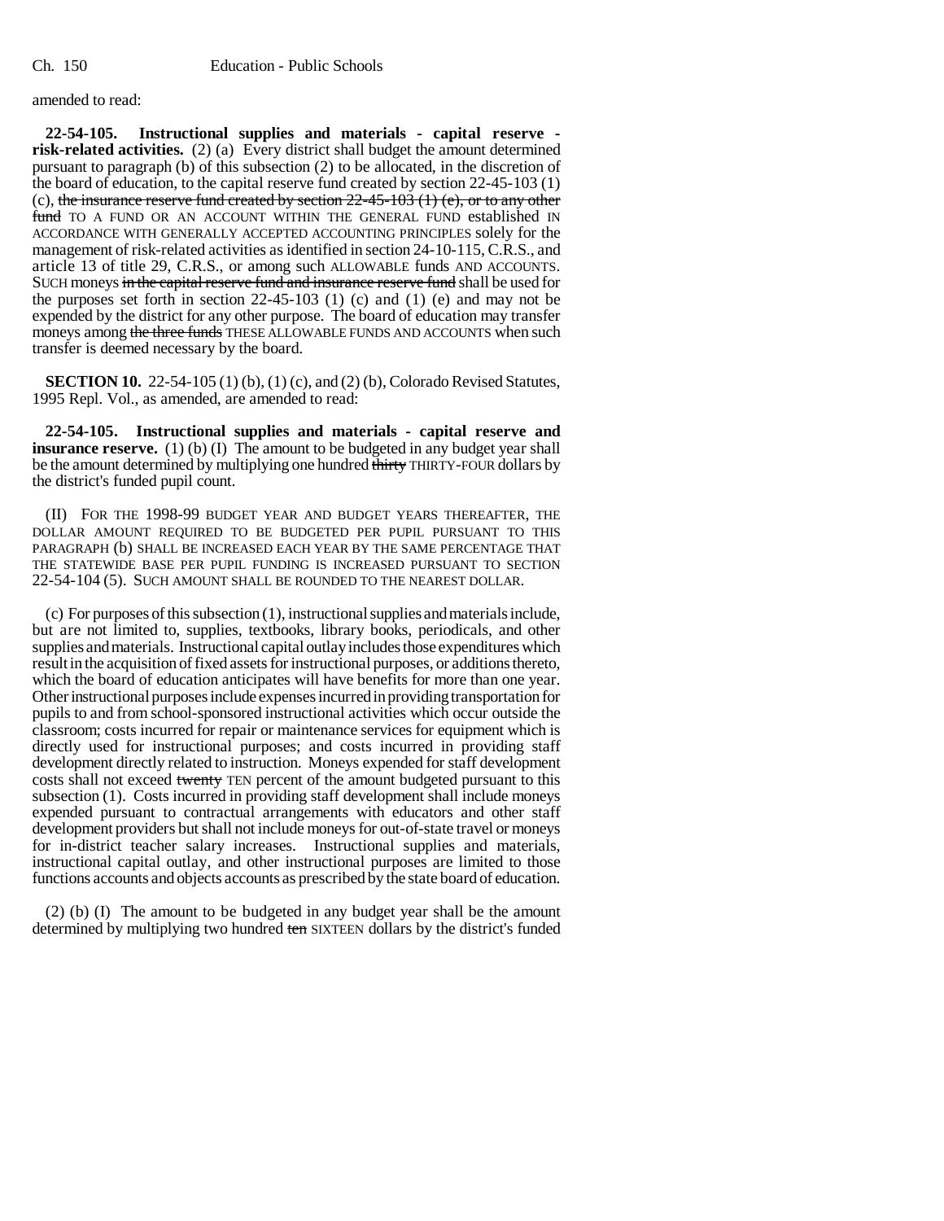amended to read:

**22-54-105. Instructional supplies and materials - capital reserve - risk-related activities.** (2) (a) Every district shall budget the amount determined pursuant to paragraph (b) of this subsection (2) to be allocated, in the discretion of the board of education, to the capital reserve fund created by section 22-45-103 (1) (c), ~~the insurance reserve fund created by section 22-45-103 (1) (e), or to any other fund~~ TO A FUND OR AN ACCOUNT WITHIN THE GENERAL FUND established IN ACCORDANCE WITH GENERALLY ACCEPTED ACCOUNTING PRINCIPLES solely for the management of risk-related activities as identified in section 24-10-115, C.R.S., and article 13 of title 29, C.R.S., or among such ALLOWABLE funds AND ACCOUNTS. SUCH moneys ~~in the capital reserve fund and insurance reserve fund~~ shall be used for the purposes set forth in section 22-45-103 (1) (c) and (1) (e) and may not be expended by the district for any other purpose. The board of education may transfer moneys among ~~the three funds~~ THESE ALLOWABLE FUNDS AND ACCOUNTS when such transfer is deemed necessary by the board.

**SECTION 10.** 22-54-105 (1) (b), (1) (c), and (2) (b), Colorado Revised Statutes, 1995 Repl. Vol., as amended, are amended to read:

**22-54-105. Instructional supplies and materials - capital reserve and insurance reserve.** (1) (b) (I) The amount to be budgeted in any budget year shall be the amount determined by multiplying one hundred ~~thirty~~ THIRTY-FOUR dollars by the district's funded pupil count.

(II) FOR THE 1998-99 BUDGET YEAR AND BUDGET YEARS THEREAFTER, THE DOLLAR AMOUNT REQUIRED TO BE BUDGETED PER PUPIL PURSUANT TO THIS PARAGRAPH (b) SHALL BE INCREASED EACH YEAR BY THE SAME PERCENTAGE THAT THE STATEWIDE BASE PER PUPIL FUNDING IS INCREASED PURSUANT TO SECTION 22-54-104 (5). SUCH AMOUNT SHALL BE ROUNDED TO THE NEAREST DOLLAR.

(c) For purposes of this subsection (1), instructional supplies and materials include, but are not limited to, supplies, textbooks, library books, periodicals, and other supplies and materials. Instructional capital outlay includes those expenditures which result in the acquisition of fixed assets for instructional purposes, or additions thereto, which the board of education anticipates will have benefits for more than one year. Other instructional purposes include expenses incurred in providing transportation for pupils to and from school-sponsored instructional activities which occur outside the classroom; costs incurred for repair or maintenance services for equipment which is directly used for instructional purposes; and costs incurred in providing staff development directly related to instruction. Moneys expended for staff development costs shall not exceed ~~twenty~~ TEN percent of the amount budgeted pursuant to this subsection (1). Costs incurred in providing staff development shall include moneys expended pursuant to contractual arrangements with educators and other staff development providers but shall not include moneys for out-of-state travel or moneys for in-district teacher salary increases. Instructional supplies and materials, instructional capital outlay, and other instructional purposes are limited to those functions accounts and objects accounts as prescribed by the state board of education.

(2) (b) (I) The amount to be budgeted in any budget year shall be the amount determined by multiplying two hundred ~~ten~~ SIXTEEN dollars by the district's funded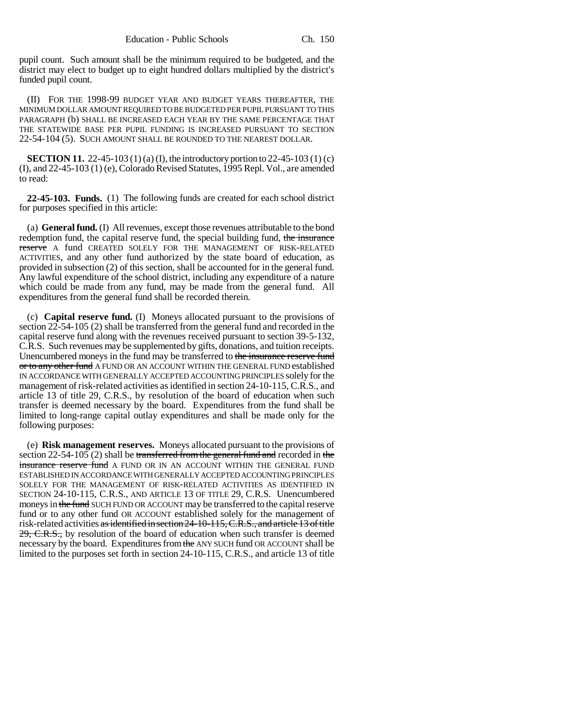pupil count. Such amount shall be the minimum required to be budgeted, and the district may elect to budget up to eight hundred dollars multiplied by the district's funded pupil count.

(II) FOR THE 1998-99 BUDGET YEAR AND BUDGET YEARS THEREAFTER, THE MINIMUM DOLLAR AMOUNT REQUIRED TO BE BUDGETED PER PUPIL PURSUANT TO THIS PARAGRAPH (b) SHALL BE INCREASED EACH YEAR BY THE SAME PERCENTAGE THAT THE STATEWIDE BASE PER PUPIL FUNDING IS INCREASED PURSUANT TO SECTION 22-54-104 (5). SUCH AMOUNT SHALL BE ROUNDED TO THE NEAREST DOLLAR.

**SECTION 11.** 22-45-103 (1) (a) (I), the introductory portion to 22-45-103 (1) (c) (I), and 22-45-103 (1) (e), Colorado Revised Statutes, 1995 Repl. Vol., are amended to read:

**22-45-103. Funds.** (1) The following funds are created for each school district for purposes specified in this article:

(a) **General fund.** (I) All revenues, except those revenues attributable to the bond redemption fund, the capital reserve fund, the special building fund, ~~the insurance reserve~~ A fund CREATED SOLELY FOR THE MANAGEMENT OF RISK-RELATED ACTIVITIES, and any other fund authorized by the state board of education, as provided in subsection (2) of this section, shall be accounted for in the general fund. Any lawful expenditure of the school district, including any expenditure of a nature which could be made from any fund, may be made from the general fund. All expenditures from the general fund shall be recorded therein.

(c) **Capital reserve fund.** (I) Moneys allocated pursuant to the provisions of section 22-54-105 (2) shall be transferred from the general fund and recorded in the capital reserve fund along with the revenues received pursuant to section 39-5-132, C.R.S. Such revenues may be supplemented by gifts, donations, and tuition receipts. Unencumbered moneys in the fund may be transferred to ~~the insurance reserve fund or to any other fund~~ A FUND OR AN ACCOUNT WITHIN THE GENERAL FUND established IN ACCORDANCE WITH GENERALLY ACCEPTED ACCOUNTING PRINCIPLES solely for the management of risk-related activities as identified in section 24-10-115, C.R.S., and article 13 of title 29, C.R.S., by resolution of the board of education when such transfer is deemed necessary by the board. Expenditures from the fund shall be limited to long-range capital outlay expenditures and shall be made only for the following purposes:

(e) **Risk management reserves.** Moneys allocated pursuant to the provisions of section 22-54-105 (2) shall be ~~transferred from the general fund and~~ recorded in ~~the insurance reserve fund~~ A FUND OR IN AN ACCOUNT WITHIN THE GENERAL FUND ESTABLISHED IN ACCORDANCE WITH GENERALLY ACCEPTED ACCOUNTING PRINCIPLES SOLELY FOR THE MANAGEMENT OF RISK-RELATED ACTIVITIES AS IDENTIFIED IN SECTION 24-10-115, C.R.S., AND ARTICLE 13 OF TITLE 29, C.R.S. Unencumbered moneys in ~~the fund~~ SUCH FUND OR ACCOUNT may be transferred to the capital reserve fund or to any other fund OR ACCOUNT established solely for the management of risk-related activities ~~as identified in section 24-10-115, C.R.S., and article 13 of title 29, C.R.S.,~~ by resolution of the board of education when such transfer is deemed necessary by the board. Expenditures from ~~the~~ ANY SUCH fund OR ACCOUNT shall be limited to the purposes set forth in section 24-10-115, C.R.S., and article 13 of title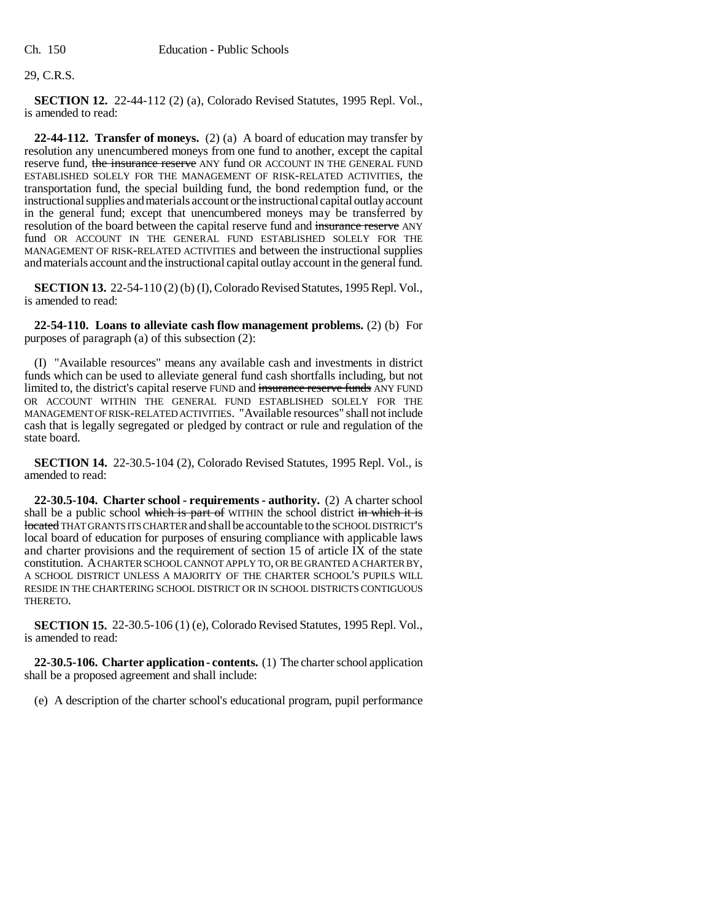29, C.R.S.

**SECTION 12.** 22-44-112 (2) (a), Colorado Revised Statutes, 1995 Repl. Vol., is amended to read:

**22-44-112. Transfer of moneys.** (2) (a) A board of education may transfer by resolution any unencumbered moneys from one fund to another, except the capital reserve fund, ~~the insurance reserve~~ ANY fund OR ACCOUNT IN THE GENERAL FUND ESTABLISHED SOLELY FOR THE MANAGEMENT OF RISK-RELATED ACTIVITIES, the transportation fund, the special building fund, the bond redemption fund, or the instructional supplies and materials account or the instructional capital outlay account in the general fund; except that unencumbered moneys may be transferred by resolution of the board between the capital reserve fund and ~~insurance reserve~~ ANY fund OR ACCOUNT IN THE GENERAL FUND ESTABLISHED SOLELY FOR THE MANAGEMENT OF RISK-RELATED ACTIVITIES and between the instructional supplies and materials account and the instructional capital outlay account in the general fund.

**SECTION 13.** 22-54-110 (2) (b) (I), Colorado Revised Statutes, 1995 Repl. Vol., is amended to read:

**22-54-110. Loans to alleviate cash flow management problems.** (2) (b) For purposes of paragraph (a) of this subsection (2):

(I) "Available resources" means any available cash and investments in district funds which can be used to alleviate general fund cash shortfalls including, but not limited to, the district's capital reserve FUND and ~~insurance reserve funds~~ ANY FUND OR ACCOUNT WITHIN THE GENERAL FUND ESTABLISHED SOLELY FOR THE MANAGEMENT OF RISK-RELATED ACTIVITIES. "Available resources" shall not include cash that is legally segregated or pledged by contract or rule and regulation of the state board.

**SECTION 14.** 22-30.5-104 (2), Colorado Revised Statutes, 1995 Repl. Vol., is amended to read:

**22-30.5-104. Charter school - requirements - authority.** (2) A charter school shall be a public school ~~which is part of~~ WITHIN the school district ~~in which it is located~~ THAT GRANTS ITS CHARTER and shall be accountable to the SCHOOL DISTRICT'S local board of education for purposes of ensuring compliance with applicable laws and charter provisions and the requirement of section 15 of article IX of the state constitution. A CHARTER SCHOOL CANNOT APPLY TO, OR BE GRANTED A CHARTER BY, A SCHOOL DISTRICT UNLESS A MAJORITY OF THE CHARTER SCHOOL'S PUPILS WILL RESIDE IN THE CHARTERING SCHOOL DISTRICT OR IN SCHOOL DISTRICTS CONTIGUOUS THERETO.

**SECTION 15.** 22-30.5-106 (1) (e), Colorado Revised Statutes, 1995 Repl. Vol., is amended to read:

**22-30.5-106. Charter application - contents.** (1) The charter school application shall be a proposed agreement and shall include:

(e) A description of the charter school's educational program, pupil performance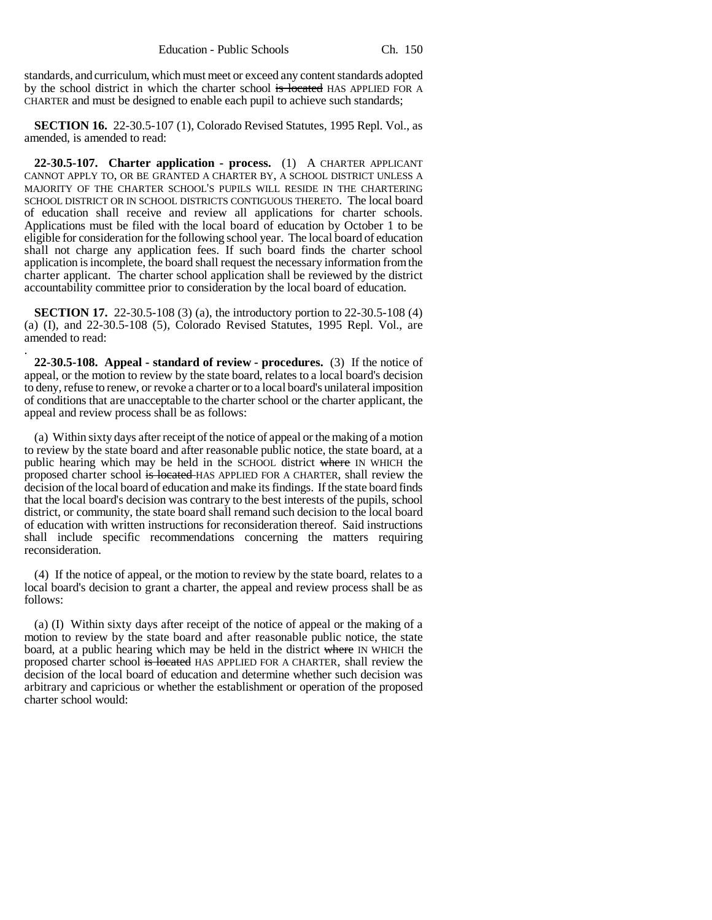standards, and curriculum, which must meet or exceed any content standards adopted by the school district in which the charter school ~~is located~~ HAS APPLIED FOR A CHARTER and must be designed to enable each pupil to achieve such standards;

**SECTION 16.** 22-30.5-107 (1), Colorado Revised Statutes, 1995 Repl. Vol., as amended, is amended to read:

**22-30.5-107. Charter application - process.** (1) A CHARTER APPLICANT CANNOT APPLY TO, OR BE GRANTED A CHARTER BY, A SCHOOL DISTRICT UNLESS A MAJORITY OF THE CHARTER SCHOOL'S PUPILS WILL RESIDE IN THE CHARTERING SCHOOL DISTRICT OR IN SCHOOL DISTRICTS CONTIGUOUS THERETO. The local board of education shall receive and review all applications for charter schools. Applications must be filed with the local board of education by October 1 to be eligible for consideration for the following school year. The local board of education shall not charge any application fees. If such board finds the charter school application is incomplete, the board shall request the necessary information from the charter applicant. The charter school application shall be reviewed by the district accountability committee prior to consideration by the local board of education.

**SECTION 17.** 22-30.5-108 (3) (a), the introductory portion to 22-30.5-108 (4) (a) (I), and 22-30.5-108 (5), Colorado Revised Statutes, 1995 Repl. Vol., are amended to read:

**22-30.5-108. Appeal - standard of review - procedures.** (3) If the notice of appeal, or the motion to review by the state board, relates to a local board's decision to deny, refuse to renew, or revoke a charter or to a local board's unilateral imposition of conditions that are unacceptable to the charter school or the charter applicant, the appeal and review process shall be as follows:

(a) Within sixty days after receipt of the notice of appeal or the making of a motion to review by the state board and after reasonable public notice, the state board, at a public hearing which may be held in the SCHOOL district ~~where~~ IN WHICH the proposed charter school ~~is located~~ HAS APPLIED FOR A CHARTER, shall review the decision of the local board of education and make its findings. If the state board finds that the local board's decision was contrary to the best interests of the pupils, school district, or community, the state board shall remand such decision to the local board of education with written instructions for reconsideration thereof. Said instructions shall include specific recommendations concerning the matters requiring reconsideration.

(4) If the notice of appeal, or the motion to review by the state board, relates to a local board's decision to grant a charter, the appeal and review process shall be as follows:

(a) (I) Within sixty days after receipt of the notice of appeal or the making of a motion to review by the state board and after reasonable public notice, the state board, at a public hearing which may be held in the district ~~where~~ IN WHICH the proposed charter school ~~is located~~ HAS APPLIED FOR A CHARTER, shall review the decision of the local board of education and determine whether such decision was arbitrary and capricious or whether the establishment or operation of the proposed charter school would: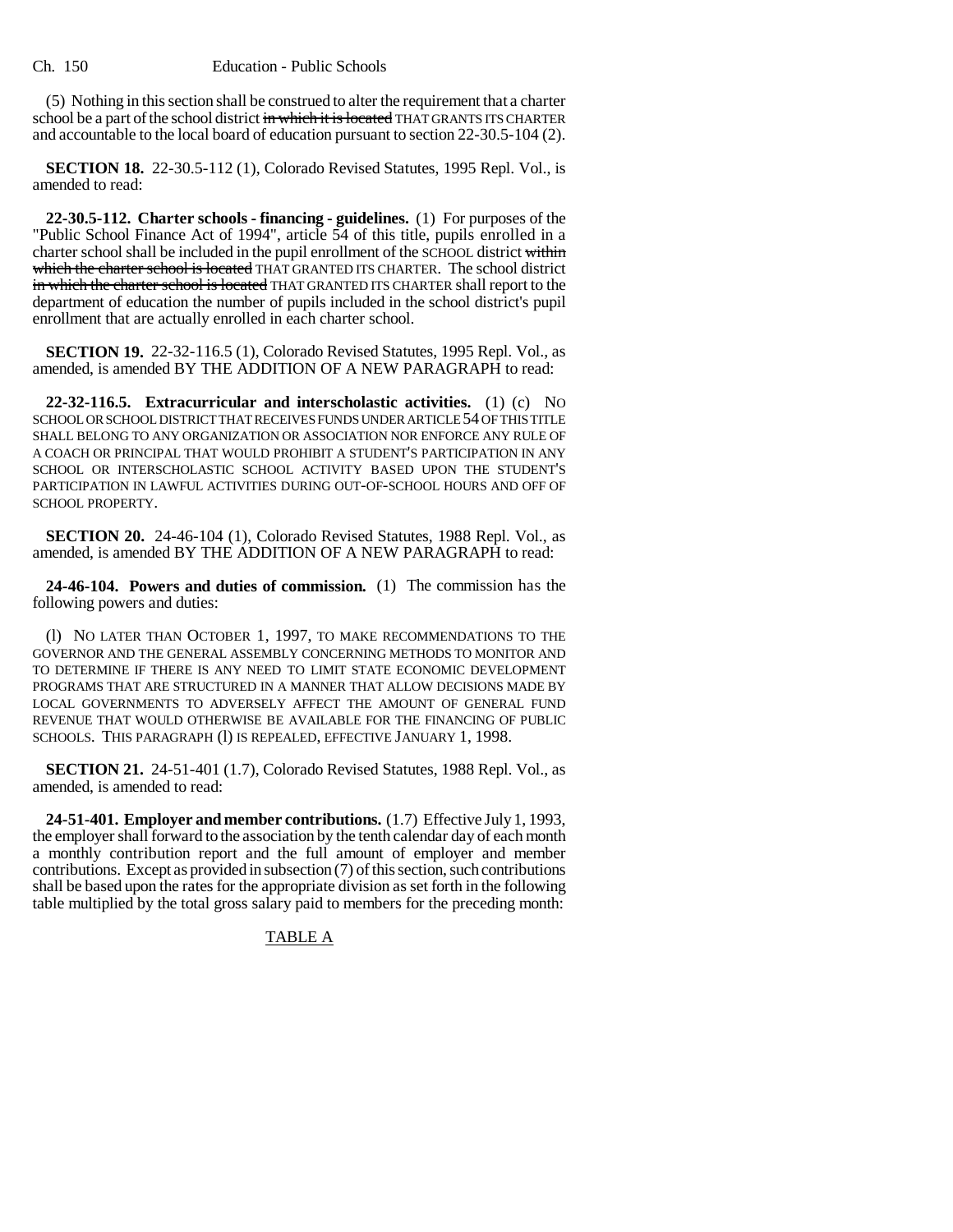(5) Nothing in this section shall be construed to alter the requirement that a charter school be a part of the school district ~~in which it is located~~ THAT GRANTS ITS CHARTER and accountable to the local board of education pursuant to section 22-30.5-104 (2).

**SECTION 18.** 22-30.5-112 (1), Colorado Revised Statutes, 1995 Repl. Vol., is amended to read:

**22-30.5-112. Charter schools - financing - guidelines.** (1) For purposes of the "Public School Finance Act of 1994", article 54 of this title, pupils enrolled in a charter school shall be included in the pupil enrollment of the SCHOOL district ~~within which the charter school is located~~ THAT GRANTED ITS CHARTER. The school district ~~in which the charter school is located~~ THAT GRANTED ITS CHARTER shall report to the department of education the number of pupils included in the school district's pupil enrollment that are actually enrolled in each charter school.

**SECTION 19.** 22-32-116.5 (1), Colorado Revised Statutes, 1995 Repl. Vol., as amended, is amended BY THE ADDITION OF A NEW PARAGRAPH to read:

**22-32-116.5. Extracurricular and interscholastic activities.** (1) (c) NO SCHOOL OR SCHOOL DISTRICT THAT RECEIVES FUNDS UNDER ARTICLE 54 OF THIS TITLE SHALL BELONG TO ANY ORGANIZATION OR ASSOCIATION NOR ENFORCE ANY RULE OF A COACH OR PRINCIPAL THAT WOULD PROHIBIT A STUDENT'S PARTICIPATION IN ANY SCHOOL OR INTERSCHOLASTIC SCHOOL ACTIVITY BASED UPON THE STUDENT'S PARTICIPATION IN LAWFUL ACTIVITIES DURING OUT-OF-SCHOOL HOURS AND OFF OF SCHOOL PROPERTY.

**SECTION 20.** 24-46-104 (1), Colorado Revised Statutes, 1988 Repl. Vol., as amended, is amended BY THE ADDITION OF A NEW PARAGRAPH to read:

**24-46-104. Powers and duties of commission.** (1) The commission has the following powers and duties:

(l) NO LATER THAN OCTOBER 1, 1997, TO MAKE RECOMMENDATIONS TO THE GOVERNOR AND THE GENERAL ASSEMBLY CONCERNING METHODS TO MONITOR AND TO DETERMINE IF THERE IS ANY NEED TO LIMIT STATE ECONOMIC DEVELOPMENT PROGRAMS THAT ARE STRUCTURED IN A MANNER THAT ALLOW DECISIONS MADE BY LOCAL GOVERNMENTS TO ADVERSELY AFFECT THE AMOUNT OF GENERAL FUND REVENUE THAT WOULD OTHERWISE BE AVAILABLE FOR THE FINANCING OF PUBLIC SCHOOLS. THIS PARAGRAPH (l) IS REPEALED, EFFECTIVE JANUARY 1, 1998.

**SECTION 21.** 24-51-401 (1.7), Colorado Revised Statutes, 1988 Repl. Vol., as amended, is amended to read:

**24-51-401. Employer and member contributions.** (1.7) Effective July 1, 1993, the employer shall forward to the association by the tenth calendar day of each month a monthly contribution report and the full amount of employer and member contributions. Except as provided in subsection (7) of this section, such contributions shall be based upon the rates for the appropriate division as set forth in the following table multiplied by the total gross salary paid to members for the preceding month:

TABLE A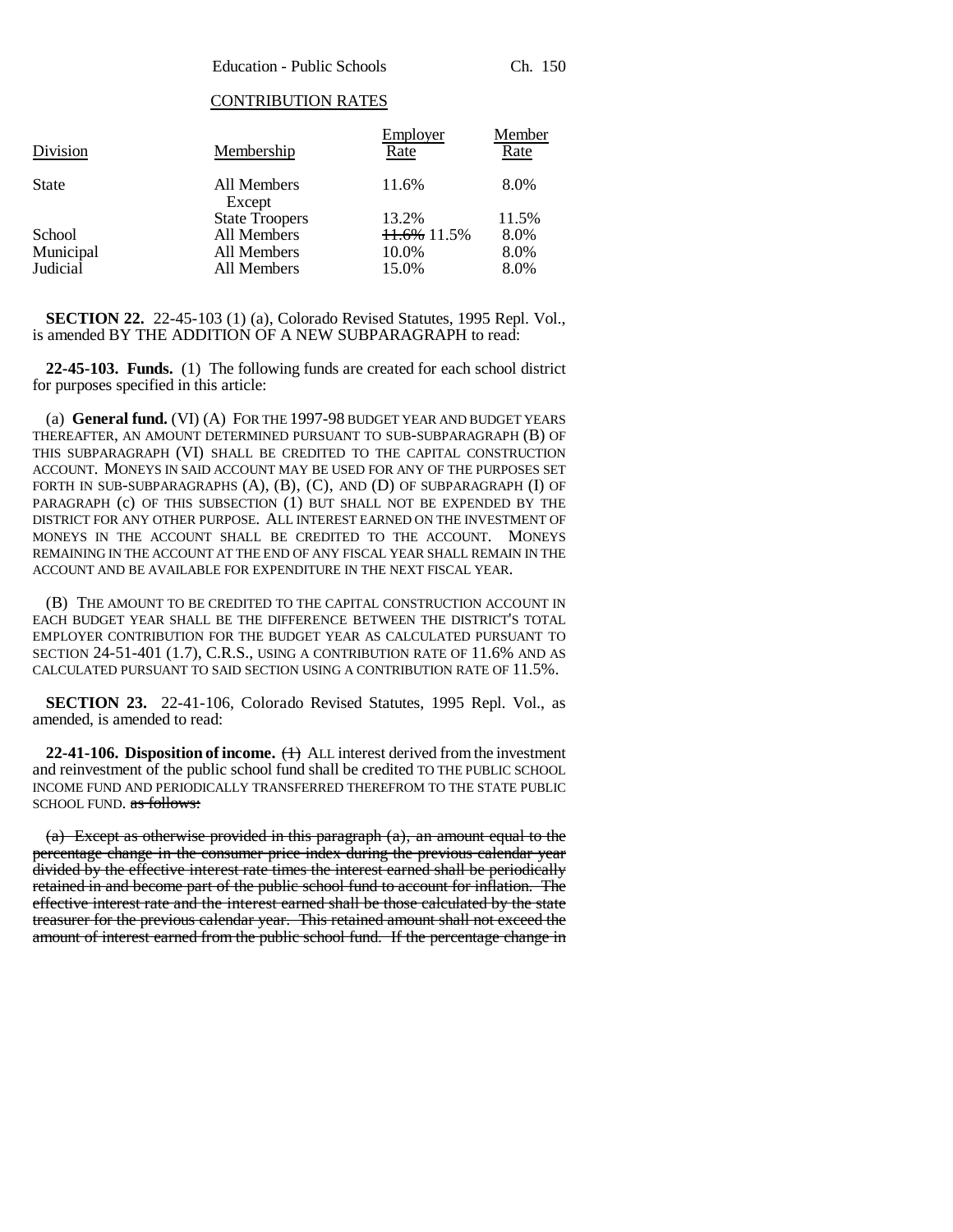CONTRIBUTION RATES

| Division | Membership | Employer Rate | Member Rate |
|---|---|---|---|
| State | All Members Except | 11.6% | 8.0% |
| | State Troopers | 13.2% | 11.5% |
| School | All Members | ~~11.6%~~ 11.5% | 8.0% |
| Municipal | All Members | 10.0% | 8.0% |
| Judicial | All Members | 15.0% | 8.0% |

**SECTION 22.** 22-45-103 (1) (a), Colorado Revised Statutes, 1995 Repl. Vol., is amended BY THE ADDITION OF A NEW SUBPARAGRAPH to read:

**22-45-103. Funds.** (1) The following funds are created for each school district for purposes specified in this article:

(a) **General fund.** (VI) (A) FOR THE 1997-98 BUDGET YEAR AND BUDGET YEARS THEREAFTER, AN AMOUNT DETERMINED PURSUANT TO SUB-SUBPARAGRAPH (B) OF THIS SUBPARAGRAPH (VI) SHALL BE CREDITED TO THE CAPITAL CONSTRUCTION ACCOUNT. MONEYS IN SAID ACCOUNT MAY BE USED FOR ANY OF THE PURPOSES SET FORTH IN SUB-SUBPARAGRAPHS (A), (B), (C), AND (D) OF SUBPARAGRAPH (I) OF PARAGRAPH (c) OF THIS SUBSECTION (1) BUT SHALL NOT BE EXPENDED BY THE DISTRICT FOR ANY OTHER PURPOSE. ALL INTEREST EARNED ON THE INVESTMENT OF MONEYS IN THE ACCOUNT SHALL BE CREDITED TO THE ACCOUNT. MONEYS REMAINING IN THE ACCOUNT AT THE END OF ANY FISCAL YEAR SHALL REMAIN IN THE ACCOUNT AND BE AVAILABLE FOR EXPENDITURE IN THE NEXT FISCAL YEAR.

(B) THE AMOUNT TO BE CREDITED TO THE CAPITAL CONSTRUCTION ACCOUNT IN EACH BUDGET YEAR SHALL BE THE DIFFERENCE BETWEEN THE DISTRICT'S TOTAL EMPLOYER CONTRIBUTION FOR THE BUDGET YEAR AS CALCULATED PURSUANT TO SECTION 24-51-401 (1.7), C.R.S., USING A CONTRIBUTION RATE OF 11.6% AND AS CALCULATED PURSUANT TO SAID SECTION USING A CONTRIBUTION RATE OF 11.5%.

**SECTION 23.** 22-41-106, Colorado Revised Statutes, 1995 Repl. Vol., as amended, is amended to read:

**22-41-106. Disposition of income.** ~~(1)~~ ALL interest derived from the investment and reinvestment of the public school fund shall be credited TO THE PUBLIC SCHOOL INCOME FUND AND PERIODICALLY TRANSFERRED THEREFROM TO THE STATE PUBLIC SCHOOL FUND. ~~as follows:~~

~~(a) Except as otherwise provided in this paragraph (a), an amount equal to the percentage change in the consumer price index during the previous calendar year divided by the effective interest rate times the interest earned shall be periodically retained in and become part of the public school fund to account for inflation. The effective interest rate and the interest earned shall be those calculated by the state treasurer for the previous calendar year. This retained amount shall not exceed the amount of interest earned from the public school fund. If the percentage change in~~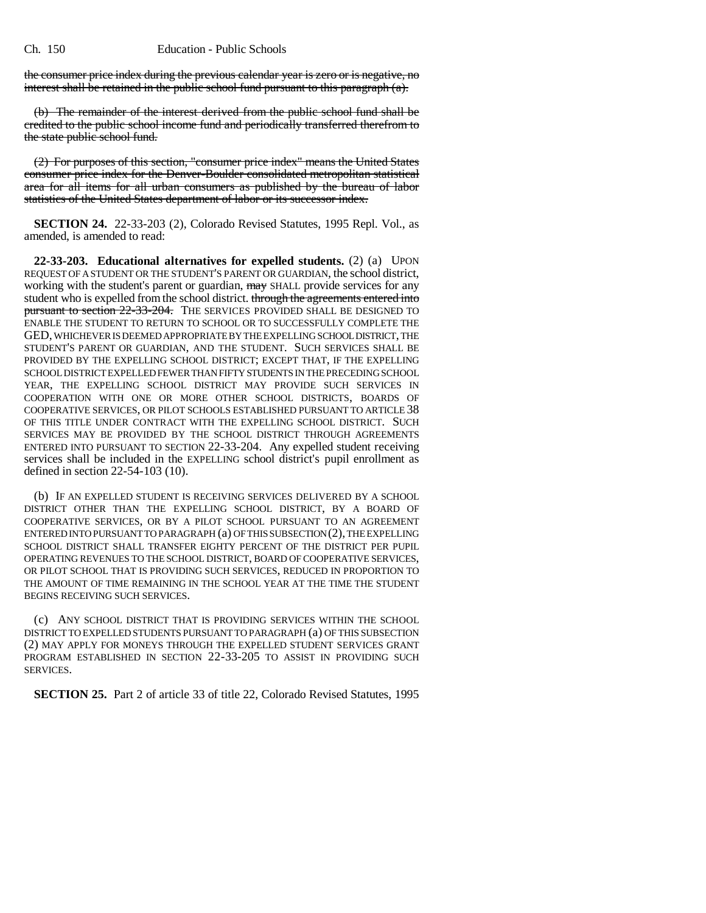~~the consumer price index during the previous calendar year is zero or is negative, no interest shall be retained in the public school fund pursuant to this paragraph (a).~~

~~(b) The remainder of the interest derived from the public school fund shall be credited to the public school income fund and periodically transferred therefrom to the state public school fund.~~

~~(2) For purposes of this section, "consumer price index" means the United States consumer price index for the Denver-Boulder consolidated metropolitan statistical area for all items for all urban consumers as published by the bureau of labor statistics of the United States department of labor or its successor index.~~

**SECTION 24.** 22-33-203 (2), Colorado Revised Statutes, 1995 Repl. Vol., as amended, is amended to read:

**22-33-203. Educational alternatives for expelled students.** (2) (a) UPON REQUEST OF A STUDENT OR THE STUDENT'S PARENT OR GUARDIAN, the school district, working with the student's parent or guardian, ~~may~~ SHALL provide services for any student who is expelled from the school district. ~~through the agreements entered into pursuant to section 22-33-204.~~ THE SERVICES PROVIDED SHALL BE DESIGNED TO ENABLE THE STUDENT TO RETURN TO SCHOOL OR TO SUCCESSFULLY COMPLETE THE GED, WHICHEVER IS DEEMED APPROPRIATE BY THE EXPELLING SCHOOL DISTRICT, THE STUDENT'S PARENT OR GUARDIAN, AND THE STUDENT. SUCH SERVICES SHALL BE PROVIDED BY THE EXPELLING SCHOOL DISTRICT; EXCEPT THAT, IF THE EXPELLING SCHOOL DISTRICT EXPELLED FEWER THAN FIFTY STUDENTS IN THE PRECEDING SCHOOL YEAR, THE EXPELLING SCHOOL DISTRICT MAY PROVIDE SUCH SERVICES IN COOPERATION WITH ONE OR MORE OTHER SCHOOL DISTRICTS, BOARDS OF COOPERATIVE SERVICES, OR PILOT SCHOOLS ESTABLISHED PURSUANT TO ARTICLE 38 OF THIS TITLE UNDER CONTRACT WITH THE EXPELLING SCHOOL DISTRICT. SUCH SERVICES MAY BE PROVIDED BY THE SCHOOL DISTRICT THROUGH AGREEMENTS ENTERED INTO PURSUANT TO SECTION 22-33-204. Any expelled student receiving services shall be included in the EXPELLING school district's pupil enrollment as defined in section 22-54-103 (10).

(b) IF AN EXPELLED STUDENT IS RECEIVING SERVICES DELIVERED BY A SCHOOL DISTRICT OTHER THAN THE EXPELLING SCHOOL DISTRICT, BY A BOARD OF COOPERATIVE SERVICES, OR BY A PILOT SCHOOL PURSUANT TO AN AGREEMENT ENTERED INTO PURSUANT TO PARAGRAPH (a) OF THIS SUBSECTION (2), THE EXPELLING SCHOOL DISTRICT SHALL TRANSFER EIGHTY PERCENT OF THE DISTRICT PER PUPIL OPERATING REVENUES TO THE SCHOOL DISTRICT, BOARD OF COOPERATIVE SERVICES, OR PILOT SCHOOL THAT IS PROVIDING SUCH SERVICES, REDUCED IN PROPORTION TO THE AMOUNT OF TIME REMAINING IN THE SCHOOL YEAR AT THE TIME THE STUDENT BEGINS RECEIVING SUCH SERVICES.

(c) ANY SCHOOL DISTRICT THAT IS PROVIDING SERVICES WITHIN THE SCHOOL DISTRICT TO EXPELLED STUDENTS PURSUANT TO PARAGRAPH (a) OF THIS SUBSECTION (2) MAY APPLY FOR MONEYS THROUGH THE EXPELLED STUDENT SERVICES GRANT PROGRAM ESTABLISHED IN SECTION 22-33-205 TO ASSIST IN PROVIDING SUCH SERVICES.

**SECTION 25.** Part 2 of article 33 of title 22, Colorado Revised Statutes, 1995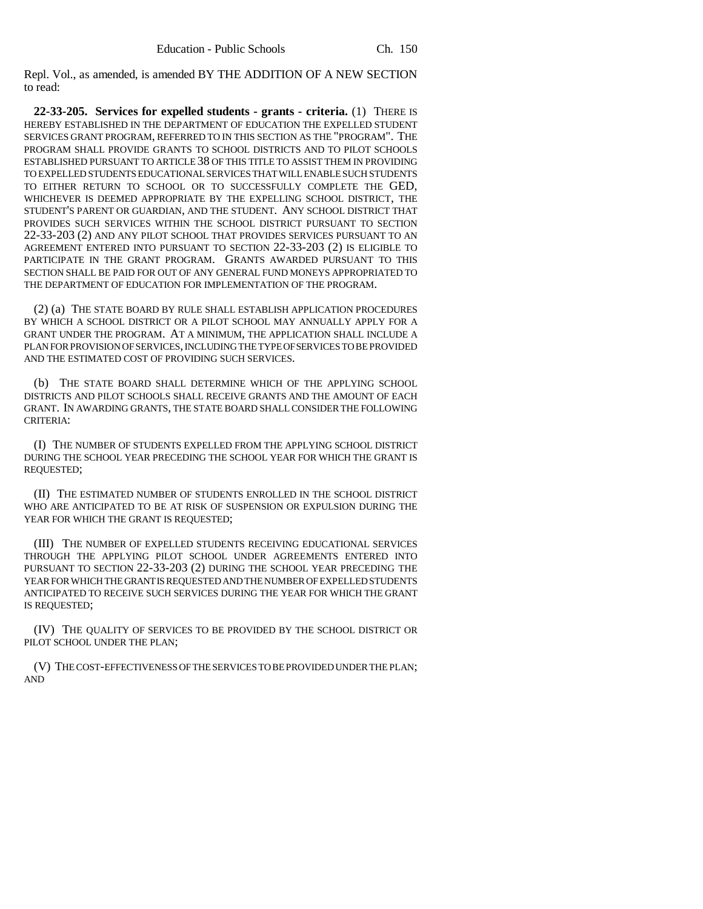Repl. Vol., as amended, is amended BY THE ADDITION OF A NEW SECTION to read:

**22-33-205. Services for expelled students - grants - criteria.** (1) THERE IS HEREBY ESTABLISHED IN THE DEPARTMENT OF EDUCATION THE EXPELLED STUDENT SERVICES GRANT PROGRAM, REFERRED TO IN THIS SECTION AS THE "PROGRAM". THE PROGRAM SHALL PROVIDE GRANTS TO SCHOOL DISTRICTS AND TO PILOT SCHOOLS ESTABLISHED PURSUANT TO ARTICLE 38 OF THIS TITLE TO ASSIST THEM IN PROVIDING TO EXPELLED STUDENTS EDUCATIONAL SERVICES THAT WILL ENABLE SUCH STUDENTS TO EITHER RETURN TO SCHOOL OR TO SUCCESSFULLY COMPLETE THE GED, WHICHEVER IS DEEMED APPROPRIATE BY THE EXPELLING SCHOOL DISTRICT, THE STUDENT'S PARENT OR GUARDIAN, AND THE STUDENT. ANY SCHOOL DISTRICT THAT PROVIDES SUCH SERVICES WITHIN THE SCHOOL DISTRICT PURSUANT TO SECTION 22-33-203 (2) AND ANY PILOT SCHOOL THAT PROVIDES SERVICES PURSUANT TO AN AGREEMENT ENTERED INTO PURSUANT TO SECTION 22-33-203 (2) IS ELIGIBLE TO PARTICIPATE IN THE GRANT PROGRAM. GRANTS AWARDED PURSUANT TO THIS SECTION SHALL BE PAID FOR OUT OF ANY GENERAL FUND MONEYS APPROPRIATED TO THE DEPARTMENT OF EDUCATION FOR IMPLEMENTATION OF THE PROGRAM.

(2) (a) THE STATE BOARD BY RULE SHALL ESTABLISH APPLICATION PROCEDURES BY WHICH A SCHOOL DISTRICT OR A PILOT SCHOOL MAY ANNUALLY APPLY FOR A GRANT UNDER THE PROGRAM. AT A MINIMUM, THE APPLICATION SHALL INCLUDE A PLAN FOR PROVISION OF SERVICES, INCLUDING THE TYPE OF SERVICES TO BE PROVIDED AND THE ESTIMATED COST OF PROVIDING SUCH SERVICES.

(b) THE STATE BOARD SHALL DETERMINE WHICH OF THE APPLYING SCHOOL DISTRICTS AND PILOT SCHOOLS SHALL RECEIVE GRANTS AND THE AMOUNT OF EACH GRANT. IN AWARDING GRANTS, THE STATE BOARD SHALL CONSIDER THE FOLLOWING CRITERIA:

(I) THE NUMBER OF STUDENTS EXPELLED FROM THE APPLYING SCHOOL DISTRICT DURING THE SCHOOL YEAR PRECEDING THE SCHOOL YEAR FOR WHICH THE GRANT IS REQUESTED;

(II) THE ESTIMATED NUMBER OF STUDENTS ENROLLED IN THE SCHOOL DISTRICT WHO ARE ANTICIPATED TO BE AT RISK OF SUSPENSION OR EXPULSION DURING THE YEAR FOR WHICH THE GRANT IS REQUESTED;

(III) THE NUMBER OF EXPELLED STUDENTS RECEIVING EDUCATIONAL SERVICES THROUGH THE APPLYING PILOT SCHOOL UNDER AGREEMENTS ENTERED INTO PURSUANT TO SECTION 22-33-203 (2) DURING THE SCHOOL YEAR PRECEDING THE YEAR FOR WHICH THE GRANT IS REQUESTED AND THE NUMBER OF EXPELLED STUDENTS ANTICIPATED TO RECEIVE SUCH SERVICES DURING THE YEAR FOR WHICH THE GRANT IS REQUESTED;

(IV) THE QUALITY OF SERVICES TO BE PROVIDED BY THE SCHOOL DISTRICT OR PILOT SCHOOL UNDER THE PLAN;

(V) THE COST-EFFECTIVENESS OF THE SERVICES TO BE PROVIDED UNDER THE PLAN; AND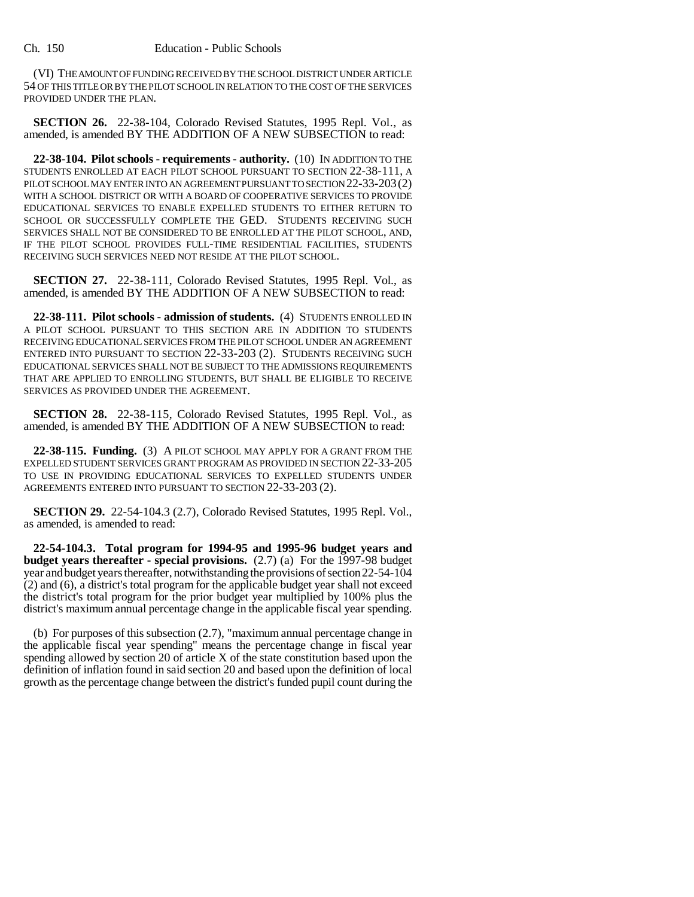(VI) THE AMOUNT OF FUNDING RECEIVED BY THE SCHOOL DISTRICT UNDER ARTICLE 54 OF THIS TITLE OR BY THE PILOT SCHOOL IN RELATION TO THE COST OF THE SERVICES PROVIDED UNDER THE PLAN.

**SECTION 26.** 22-38-104, Colorado Revised Statutes, 1995 Repl. Vol., as amended, is amended BY THE ADDITION OF A NEW SUBSECTION to read:

**22-38-104. Pilot schools - requirements - authority.** (10) IN ADDITION TO THE STUDENTS ENROLLED AT EACH PILOT SCHOOL PURSUANT TO SECTION 22-38-111, A PILOT SCHOOL MAY ENTER INTO AN AGREEMENT PURSUANT TO SECTION 22-33-203 (2) WITH A SCHOOL DISTRICT OR WITH A BOARD OF COOPERATIVE SERVICES TO PROVIDE EDUCATIONAL SERVICES TO ENABLE EXPELLED STUDENTS TO EITHER RETURN TO SCHOOL OR SUCCESSFULLY COMPLETE THE GED. STUDENTS RECEIVING SUCH SERVICES SHALL NOT BE CONSIDERED TO BE ENROLLED AT THE PILOT SCHOOL, AND, IF THE PILOT SCHOOL PROVIDES FULL-TIME RESIDENTIAL FACILITIES, STUDENTS RECEIVING SUCH SERVICES NEED NOT RESIDE AT THE PILOT SCHOOL.

**SECTION 27.** 22-38-111, Colorado Revised Statutes, 1995 Repl. Vol., as amended, is amended BY THE ADDITION OF A NEW SUBSECTION to read:

**22-38-111. Pilot schools - admission of students.** (4) STUDENTS ENROLLED IN A PILOT SCHOOL PURSUANT TO THIS SECTION ARE IN ADDITION TO STUDENTS RECEIVING EDUCATIONAL SERVICES FROM THE PILOT SCHOOL UNDER AN AGREEMENT ENTERED INTO PURSUANT TO SECTION 22-33-203 (2). STUDENTS RECEIVING SUCH EDUCATIONAL SERVICES SHALL NOT BE SUBJECT TO THE ADMISSIONS REQUIREMENTS THAT ARE APPLIED TO ENROLLING STUDENTS, BUT SHALL BE ELIGIBLE TO RECEIVE SERVICES AS PROVIDED UNDER THE AGREEMENT.

**SECTION 28.** 22-38-115, Colorado Revised Statutes, 1995 Repl. Vol., as amended, is amended BY THE ADDITION OF A NEW SUBSECTION to read:

**22-38-115. Funding.** (3) A PILOT SCHOOL MAY APPLY FOR A GRANT FROM THE EXPELLED STUDENT SERVICES GRANT PROGRAM AS PROVIDED IN SECTION 22-33-205 TO USE IN PROVIDING EDUCATIONAL SERVICES TO EXPELLED STUDENTS UNDER AGREEMENTS ENTERED INTO PURSUANT TO SECTION 22-33-203 (2).

**SECTION 29.** 22-54-104.3 (2.7), Colorado Revised Statutes, 1995 Repl. Vol., as amended, is amended to read:

**22-54-104.3. Total program for 1994-95 and 1995-96 budget years and budget years thereafter - special provisions.** (2.7) (a) For the 1997-98 budget year and budget years thereafter, notwithstanding the provisions of section 22-54-104 (2) and (6), a district's total program for the applicable budget year shall not exceed the district's total program for the prior budget year multiplied by 100% plus the district's maximum annual percentage change in the applicable fiscal year spending.

(b) For purposes of this subsection (2.7), "maximum annual percentage change in the applicable fiscal year spending" means the percentage change in fiscal year spending allowed by section 20 of article X of the state constitution based upon the definition of inflation found in said section 20 and based upon the definition of local growth as the percentage change between the district's funded pupil count during the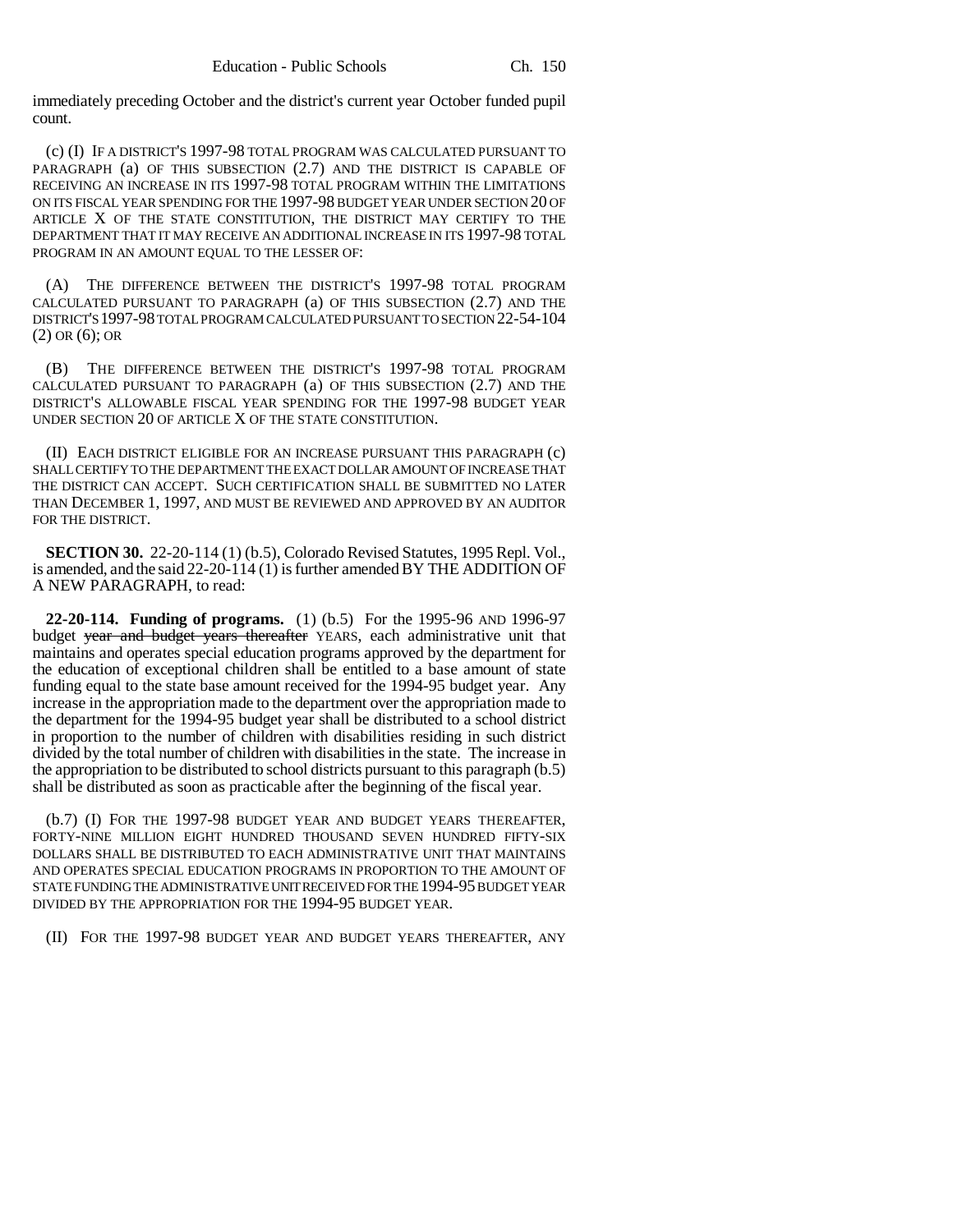immediately preceding October and the district's current year October funded pupil count.

(c) (I) IF A DISTRICT'S 1997-98 TOTAL PROGRAM WAS CALCULATED PURSUANT TO PARAGRAPH (a) OF THIS SUBSECTION (2.7) AND THE DISTRICT IS CAPABLE OF RECEIVING AN INCREASE IN ITS 1997-98 TOTAL PROGRAM WITHIN THE LIMITATIONS ON ITS FISCAL YEAR SPENDING FOR THE 1997-98 BUDGET YEAR UNDER SECTION 20 OF ARTICLE X OF THE STATE CONSTITUTION, THE DISTRICT MAY CERTIFY TO THE DEPARTMENT THAT IT MAY RECEIVE AN ADDITIONAL INCREASE IN ITS 1997-98 TOTAL PROGRAM IN AN AMOUNT EQUAL TO THE LESSER OF:

(A) THE DIFFERENCE BETWEEN THE DISTRICT'S 1997-98 TOTAL PROGRAM CALCULATED PURSUANT TO PARAGRAPH (a) OF THIS SUBSECTION (2.7) AND THE DISTRICT'S 1997-98 TOTAL PROGRAM CALCULATED PURSUANT TO SECTION 22-54-104 (2) OR (6); OR

(B) THE DIFFERENCE BETWEEN THE DISTRICT'S 1997-98 TOTAL PROGRAM CALCULATED PURSUANT TO PARAGRAPH (a) OF THIS SUBSECTION (2.7) AND THE DISTRICT'S ALLOWABLE FISCAL YEAR SPENDING FOR THE 1997-98 BUDGET YEAR UNDER SECTION 20 OF ARTICLE X OF THE STATE CONSTITUTION.

(II) EACH DISTRICT ELIGIBLE FOR AN INCREASE PURSUANT THIS PARAGRAPH (c) SHALL CERTIFY TO THE DEPARTMENT THE EXACT DOLLAR AMOUNT OF INCREASE THAT THE DISTRICT CAN ACCEPT. SUCH CERTIFICATION SHALL BE SUBMITTED NO LATER THAN DECEMBER 1, 1997, AND MUST BE REVIEWED AND APPROVED BY AN AUDITOR FOR THE DISTRICT.

**SECTION 30.** 22-20-114 (1) (b.5), Colorado Revised Statutes, 1995 Repl. Vol., is amended, and the said 22-20-114 (1) is further amended BY THE ADDITION OF A NEW PARAGRAPH, to read:

**22-20-114. Funding of programs.** (1) (b.5) For the 1995-96 AND 1996-97 budget ~~year and budget years thereafter~~ YEARS, each administrative unit that maintains and operates special education programs approved by the department for the education of exceptional children shall be entitled to a base amount of state funding equal to the state base amount received for the 1994-95 budget year. Any increase in the appropriation made to the department over the appropriation made to the department for the 1994-95 budget year shall be distributed to a school district in proportion to the number of children with disabilities residing in such district divided by the total number of children with disabilities in the state. The increase in the appropriation to be distributed to school districts pursuant to this paragraph (b.5) shall be distributed as soon as practicable after the beginning of the fiscal year.

(b.7) (I) FOR THE 1997-98 BUDGET YEAR AND BUDGET YEARS THEREAFTER, FORTY-NINE MILLION EIGHT HUNDRED THOUSAND SEVEN HUNDRED FIFTY-SIX DOLLARS SHALL BE DISTRIBUTED TO EACH ADMINISTRATIVE UNIT THAT MAINTAINS AND OPERATES SPECIAL EDUCATION PROGRAMS IN PROPORTION TO THE AMOUNT OF STATE FUNDING THE ADMINISTRATIVE UNIT RECEIVED FOR THE 1994-95 BUDGET YEAR DIVIDED BY THE APPROPRIATION FOR THE 1994-95 BUDGET YEAR.

(II) FOR THE 1997-98 BUDGET YEAR AND BUDGET YEARS THEREAFTER, ANY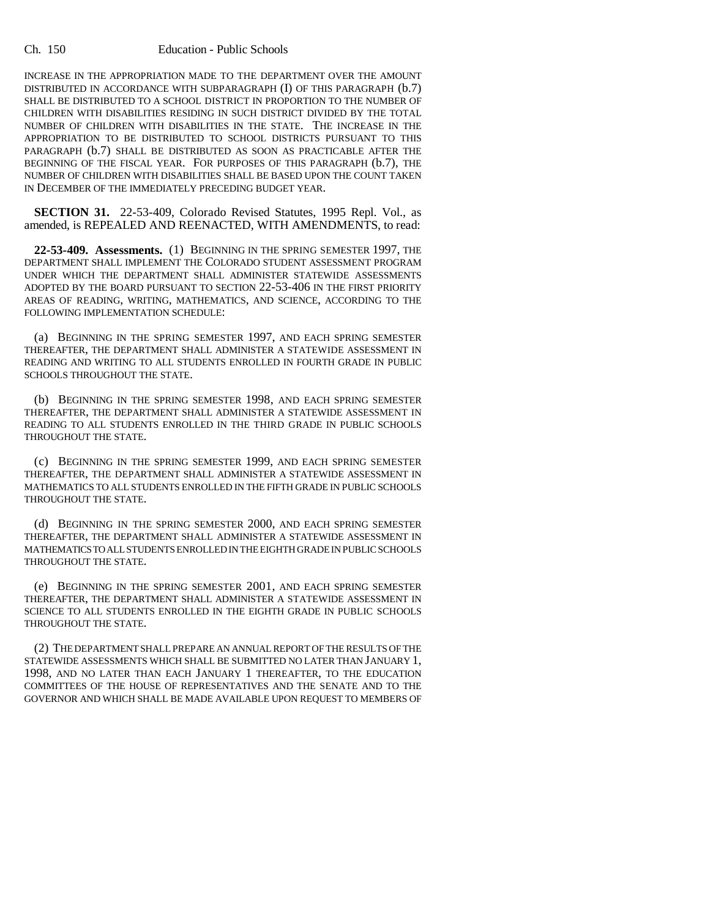INCREASE IN THE APPROPRIATION MADE TO THE DEPARTMENT OVER THE AMOUNT DISTRIBUTED IN ACCORDANCE WITH SUBPARAGRAPH (I) OF THIS PARAGRAPH (b.7) SHALL BE DISTRIBUTED TO A SCHOOL DISTRICT IN PROPORTION TO THE NUMBER OF CHILDREN WITH DISABILITIES RESIDING IN SUCH DISTRICT DIVIDED BY THE TOTAL NUMBER OF CHILDREN WITH DISABILITIES IN THE STATE. THE INCREASE IN THE APPROPRIATION TO BE DISTRIBUTED TO SCHOOL DISTRICTS PURSUANT TO THIS PARAGRAPH (b.7) SHALL BE DISTRIBUTED AS SOON AS PRACTICABLE AFTER THE BEGINNING OF THE FISCAL YEAR. FOR PURPOSES OF THIS PARAGRAPH (b.7), THE NUMBER OF CHILDREN WITH DISABILITIES SHALL BE BASED UPON THE COUNT TAKEN IN DECEMBER OF THE IMMEDIATELY PRECEDING BUDGET YEAR.

**SECTION 31.** 22-53-409, Colorado Revised Statutes, 1995 Repl. Vol., as amended, is REPEALED AND REENACTED, WITH AMENDMENTS, to read:

**22-53-409. Assessments.** (1) BEGINNING IN THE SPRING SEMESTER 1997, THE DEPARTMENT SHALL IMPLEMENT THE COLORADO STUDENT ASSESSMENT PROGRAM UNDER WHICH THE DEPARTMENT SHALL ADMINISTER STATEWIDE ASSESSMENTS ADOPTED BY THE BOARD PURSUANT TO SECTION 22-53-406 IN THE FIRST PRIORITY AREAS OF READING, WRITING, MATHEMATICS, AND SCIENCE, ACCORDING TO THE FOLLOWING IMPLEMENTATION SCHEDULE:

(a) BEGINNING IN THE SPRING SEMESTER 1997, AND EACH SPRING SEMESTER THEREAFTER, THE DEPARTMENT SHALL ADMINISTER A STATEWIDE ASSESSMENT IN READING AND WRITING TO ALL STUDENTS ENROLLED IN FOURTH GRADE IN PUBLIC SCHOOLS THROUGHOUT THE STATE.

(b) BEGINNING IN THE SPRING SEMESTER 1998, AND EACH SPRING SEMESTER THEREAFTER, THE DEPARTMENT SHALL ADMINISTER A STATEWIDE ASSESSMENT IN READING TO ALL STUDENTS ENROLLED IN THE THIRD GRADE IN PUBLIC SCHOOLS THROUGHOUT THE STATE.

(c) BEGINNING IN THE SPRING SEMESTER 1999, AND EACH SPRING SEMESTER THEREAFTER, THE DEPARTMENT SHALL ADMINISTER A STATEWIDE ASSESSMENT IN MATHEMATICS TO ALL STUDENTS ENROLLED IN THE FIFTH GRADE IN PUBLIC SCHOOLS THROUGHOUT THE STATE.

(d) BEGINNING IN THE SPRING SEMESTER 2000, AND EACH SPRING SEMESTER THEREAFTER, THE DEPARTMENT SHALL ADMINISTER A STATEWIDE ASSESSMENT IN MATHEMATICS TO ALL STUDENTS ENROLLED IN THE EIGHTH GRADE IN PUBLIC SCHOOLS THROUGHOUT THE STATE.

(e) BEGINNING IN THE SPRING SEMESTER 2001, AND EACH SPRING SEMESTER THEREAFTER, THE DEPARTMENT SHALL ADMINISTER A STATEWIDE ASSESSMENT IN SCIENCE TO ALL STUDENTS ENROLLED IN THE EIGHTH GRADE IN PUBLIC SCHOOLS THROUGHOUT THE STATE.

(2) THE DEPARTMENT SHALL PREPARE AN ANNUAL REPORT OF THE RESULTS OF THE STATEWIDE ASSESSMENTS WHICH SHALL BE SUBMITTED NO LATER THAN JANUARY 1, 1998, AND NO LATER THAN EACH JANUARY 1 THEREAFTER, TO THE EDUCATION COMMITTEES OF THE HOUSE OF REPRESENTATIVES AND THE SENATE AND TO THE GOVERNOR AND WHICH SHALL BE MADE AVAILABLE UPON REQUEST TO MEMBERS OF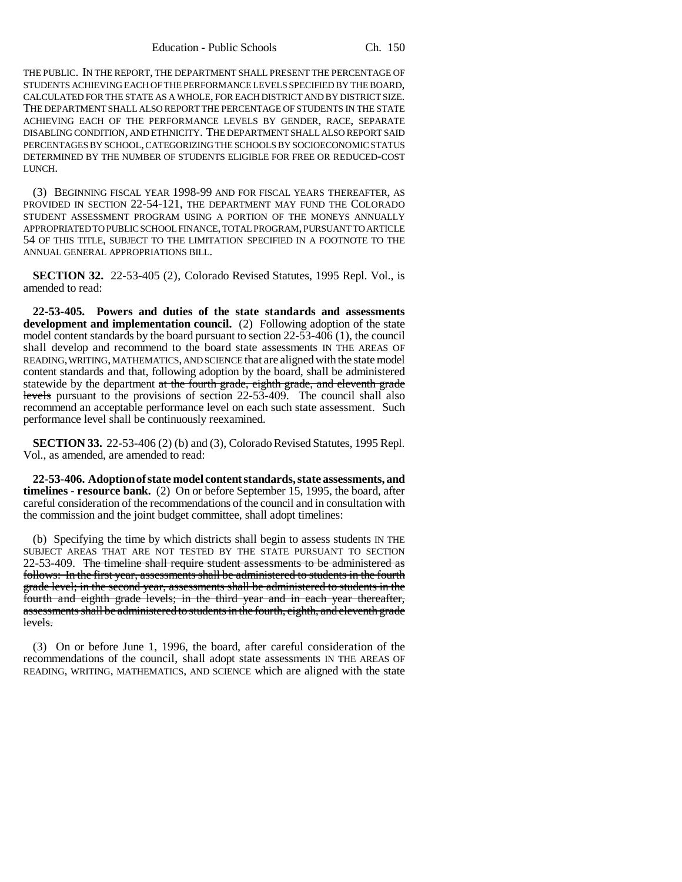THE PUBLIC. IN THE REPORT, THE DEPARTMENT SHALL PRESENT THE PERCENTAGE OF STUDENTS ACHIEVING EACH OF THE PERFORMANCE LEVELS SPECIFIED BY THE BOARD, CALCULATED FOR THE STATE AS A WHOLE, FOR EACH DISTRICT AND BY DISTRICT SIZE. THE DEPARTMENT SHALL ALSO REPORT THE PERCENTAGE OF STUDENTS IN THE STATE ACHIEVING EACH OF THE PERFORMANCE LEVELS BY GENDER, RACE, SEPARATE DISABLING CONDITION, AND ETHNICITY. THE DEPARTMENT SHALL ALSO REPORT SAID PERCENTAGES BY SCHOOL, CATEGORIZING THE SCHOOLS BY SOCIOECONOMIC STATUS DETERMINED BY THE NUMBER OF STUDENTS ELIGIBLE FOR FREE OR REDUCED-COST LUNCH.

(3) BEGINNING FISCAL YEAR 1998-99 AND FOR FISCAL YEARS THEREAFTER, AS PROVIDED IN SECTION 22-54-121, THE DEPARTMENT MAY FUND THE COLORADO STUDENT ASSESSMENT PROGRAM USING A PORTION OF THE MONEYS ANNUALLY APPROPRIATED TO PUBLIC SCHOOL FINANCE, TOTAL PROGRAM, PURSUANT TO ARTICLE 54 OF THIS TITLE, SUBJECT TO THE LIMITATION SPECIFIED IN A FOOTNOTE TO THE ANNUAL GENERAL APPROPRIATIONS BILL.

**SECTION 32.** 22-53-405 (2), Colorado Revised Statutes, 1995 Repl. Vol., is amended to read:

**22-53-405. Powers and duties of the state standards and assessments development and implementation council.** (2) Following adoption of the state model content standards by the board pursuant to section 22-53-406 (1), the council shall develop and recommend to the board state assessments IN THE AREAS OF READING, WRITING, MATHEMATICS, AND SCIENCE that are aligned with the state model content standards and that, following adoption by the board, shall be administered statewide by the department ~~at the fourth grade, eighth grade, and eleventh grade levels~~ pursuant to the provisions of section 22-53-409. The council shall also recommend an acceptable performance level on each such state assessment. Such performance level shall be continuously reexamined.

**SECTION 33.** 22-53-406 (2) (b) and (3), Colorado Revised Statutes, 1995 Repl. Vol., as amended, are amended to read:

**22-53-406. Adoption of state model content standards, state assessments, and timelines - resource bank.** (2) On or before September 15, 1995, the board, after careful consideration of the recommendations of the council and in consultation with the commission and the joint budget committee, shall adopt timelines:

(b) Specifying the time by which districts shall begin to assess students IN THE SUBJECT AREAS THAT ARE NOT TESTED BY THE STATE PURSUANT TO SECTION 22-53-409. ~~The timeline shall require student assessments to be administered as follows: In the first year, assessments shall be administered to students in the fourth grade level; in the second year, assessments shall be administered to students in the fourth and eighth grade levels; in the third year and in each year thereafter, assessments shall be administered to students in the fourth, eighth, and eleventh grade levels.~~

(3) On or before June 1, 1996, the board, after careful consideration of the recommendations of the council, shall adopt state assessments IN THE AREAS OF READING, WRITING, MATHEMATICS, AND SCIENCE which are aligned with the state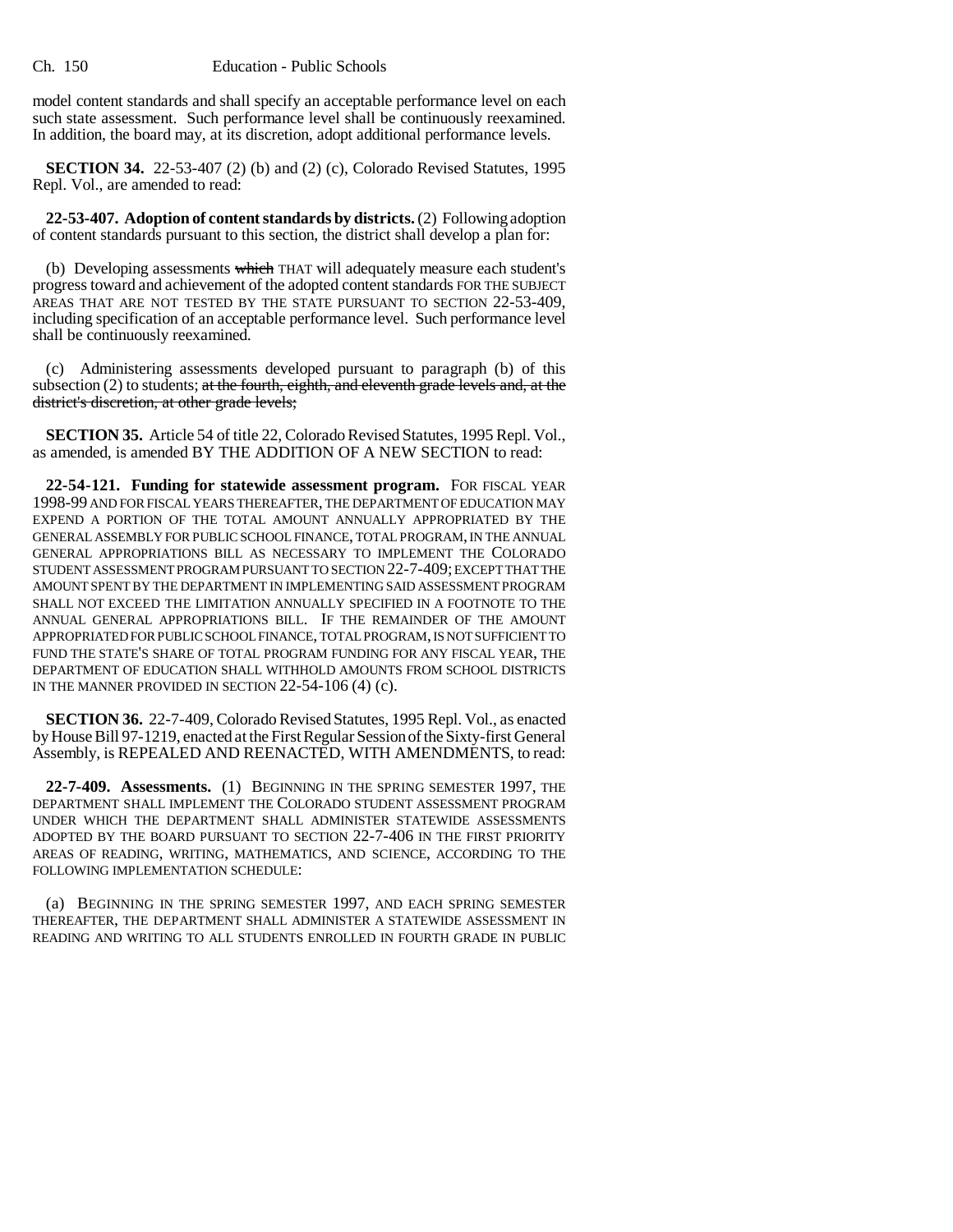model content standards and shall specify an acceptable performance level on each such state assessment. Such performance level shall be continuously reexamined. In addition, the board may, at its discretion, adopt additional performance levels.

**SECTION 34.** 22-53-407 (2) (b) and (2) (c), Colorado Revised Statutes, 1995 Repl. Vol., are amended to read:

**22-53-407. Adoption of content standards by districts.** (2) Following adoption of content standards pursuant to this section, the district shall develop a plan for:

(b) Developing assessments ~~which~~ THAT will adequately measure each student's progress toward and achievement of the adopted content standards FOR THE SUBJECT AREAS THAT ARE NOT TESTED BY THE STATE PURSUANT TO SECTION 22-53-409, including specification of an acceptable performance level. Such performance level shall be continuously reexamined.

(c) Administering assessments developed pursuant to paragraph (b) of this subsection (2) to students; ~~at the fourth, eighth, and eleventh grade levels and, at the district's discretion, at other grade levels;~~

**SECTION 35.** Article 54 of title 22, Colorado Revised Statutes, 1995 Repl. Vol., as amended, is amended BY THE ADDITION OF A NEW SECTION to read:

**22-54-121. Funding for statewide assessment program.** FOR FISCAL YEAR 1998-99 AND FOR FISCAL YEARS THEREAFTER, THE DEPARTMENT OF EDUCATION MAY EXPEND A PORTION OF THE TOTAL AMOUNT ANNUALLY APPROPRIATED BY THE GENERAL ASSEMBLY FOR PUBLIC SCHOOL FINANCE, TOTAL PROGRAM, IN THE ANNUAL GENERAL APPROPRIATIONS BILL AS NECESSARY TO IMPLEMENT THE COLORADO STUDENT ASSESSMENT PROGRAM PURSUANT TO SECTION 22-7-409; EXCEPT THAT THE AMOUNT SPENT BY THE DEPARTMENT IN IMPLEMENTING SAID ASSESSMENT PROGRAM SHALL NOT EXCEED THE LIMITATION ANNUALLY SPECIFIED IN A FOOTNOTE TO THE ANNUAL GENERAL APPROPRIATIONS BILL. IF THE REMAINDER OF THE AMOUNT APPROPRIATED FOR PUBLIC SCHOOL FINANCE, TOTAL PROGRAM, IS NOT SUFFICIENT TO FUND THE STATE'S SHARE OF TOTAL PROGRAM FUNDING FOR ANY FISCAL YEAR, THE DEPARTMENT OF EDUCATION SHALL WITHHOLD AMOUNTS FROM SCHOOL DISTRICTS IN THE MANNER PROVIDED IN SECTION 22-54-106 (4) (c).

**SECTION 36.** 22-7-409, Colorado Revised Statutes, 1995 Repl. Vol., as enacted by House Bill 97-1219, enacted at the First Regular Session of the Sixty-first General Assembly, is REPEALED AND REENACTED, WITH AMENDMENTS, to read:

**22-7-409. Assessments.** (1) BEGINNING IN THE SPRING SEMESTER 1997, THE DEPARTMENT SHALL IMPLEMENT THE COLORADO STUDENT ASSESSMENT PROGRAM UNDER WHICH THE DEPARTMENT SHALL ADMINISTER STATEWIDE ASSESSMENTS ADOPTED BY THE BOARD PURSUANT TO SECTION 22-7-406 IN THE FIRST PRIORITY AREAS OF READING, WRITING, MATHEMATICS, AND SCIENCE, ACCORDING TO THE FOLLOWING IMPLEMENTATION SCHEDULE:

(a) BEGINNING IN THE SPRING SEMESTER 1997, AND EACH SPRING SEMESTER THEREAFTER, THE DEPARTMENT SHALL ADMINISTER A STATEWIDE ASSESSMENT IN READING AND WRITING TO ALL STUDENTS ENROLLED IN FOURTH GRADE IN PUBLIC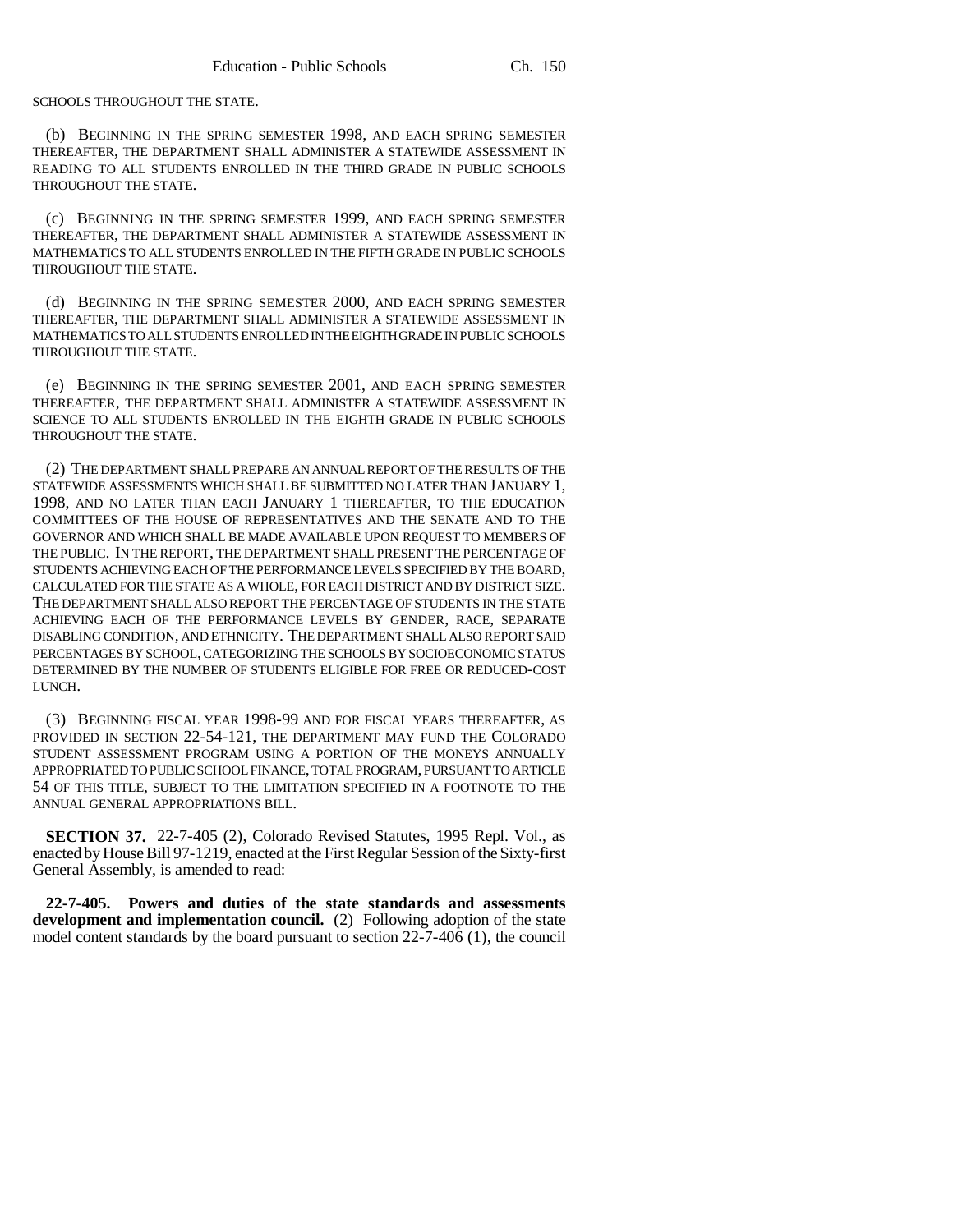SCHOOLS THROUGHOUT THE STATE.

(b) BEGINNING IN THE SPRING SEMESTER 1998, AND EACH SPRING SEMESTER THEREAFTER, THE DEPARTMENT SHALL ADMINISTER A STATEWIDE ASSESSMENT IN READING TO ALL STUDENTS ENROLLED IN THE THIRD GRADE IN PUBLIC SCHOOLS THROUGHOUT THE STATE.

(c) BEGINNING IN THE SPRING SEMESTER 1999, AND EACH SPRING SEMESTER THEREAFTER, THE DEPARTMENT SHALL ADMINISTER A STATEWIDE ASSESSMENT IN MATHEMATICS TO ALL STUDENTS ENROLLED IN THE FIFTH GRADE IN PUBLIC SCHOOLS THROUGHOUT THE STATE.

(d) BEGINNING IN THE SPRING SEMESTER 2000, AND EACH SPRING SEMESTER THEREAFTER, THE DEPARTMENT SHALL ADMINISTER A STATEWIDE ASSESSMENT IN MATHEMATICS TO ALL STUDENTS ENROLLED IN THE EIGHTH GRADE IN PUBLIC SCHOOLS THROUGHOUT THE STATE.

(e) BEGINNING IN THE SPRING SEMESTER 2001, AND EACH SPRING SEMESTER THEREAFTER, THE DEPARTMENT SHALL ADMINISTER A STATEWIDE ASSESSMENT IN SCIENCE TO ALL STUDENTS ENROLLED IN THE EIGHTH GRADE IN PUBLIC SCHOOLS THROUGHOUT THE STATE.

(2) THE DEPARTMENT SHALL PREPARE AN ANNUAL REPORT OF THE RESULTS OF THE STATEWIDE ASSESSMENTS WHICH SHALL BE SUBMITTED NO LATER THAN JANUARY 1, 1998, AND NO LATER THAN EACH JANUARY 1 THEREAFTER, TO THE EDUCATION COMMITTEES OF THE HOUSE OF REPRESENTATIVES AND THE SENATE AND TO THE GOVERNOR AND WHICH SHALL BE MADE AVAILABLE UPON REQUEST TO MEMBERS OF THE PUBLIC. IN THE REPORT, THE DEPARTMENT SHALL PRESENT THE PERCENTAGE OF STUDENTS ACHIEVING EACH OF THE PERFORMANCE LEVELS SPECIFIED BY THE BOARD, CALCULATED FOR THE STATE AS A WHOLE, FOR EACH DISTRICT AND BY DISTRICT SIZE. THE DEPARTMENT SHALL ALSO REPORT THE PERCENTAGE OF STUDENTS IN THE STATE ACHIEVING EACH OF THE PERFORMANCE LEVELS BY GENDER, RACE, SEPARATE DISABLING CONDITION, AND ETHNICITY. THE DEPARTMENT SHALL ALSO REPORT SAID PERCENTAGES BY SCHOOL, CATEGORIZING THE SCHOOLS BY SOCIOECONOMIC STATUS DETERMINED BY THE NUMBER OF STUDENTS ELIGIBLE FOR FREE OR REDUCED-COST LUNCH.

(3) BEGINNING FISCAL YEAR 1998-99 AND FOR FISCAL YEARS THEREAFTER, AS PROVIDED IN SECTION 22-54-121, THE DEPARTMENT MAY FUND THE COLORADO STUDENT ASSESSMENT PROGRAM USING A PORTION OF THE MONEYS ANNUALLY APPROPRIATED TO PUBLIC SCHOOL FINANCE, TOTAL PROGRAM, PURSUANT TO ARTICLE 54 OF THIS TITLE, SUBJECT TO THE LIMITATION SPECIFIED IN A FOOTNOTE TO THE ANNUAL GENERAL APPROPRIATIONS BILL.

**SECTION 37.** 22-7-405 (2), Colorado Revised Statutes, 1995 Repl. Vol., as enacted by House Bill 97-1219, enacted at the First Regular Session of the Sixty-first General Assembly, is amended to read:

**22-7-405. Powers and duties of the state standards and assessments development and implementation council.** (2) Following adoption of the state model content standards by the board pursuant to section 22-7-406 (1), the council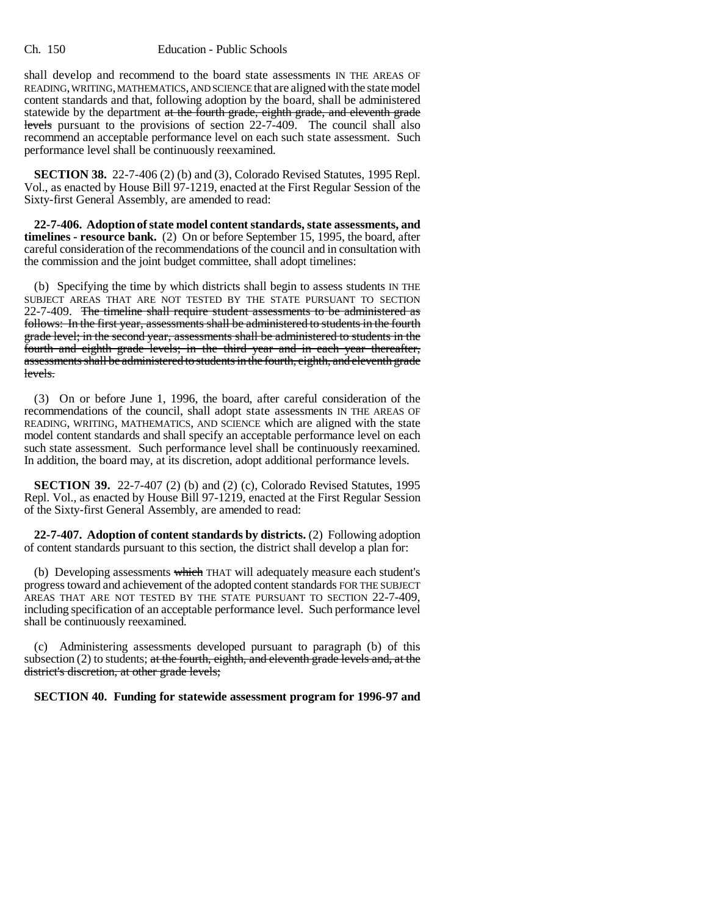shall develop and recommend to the board state assessments IN THE AREAS OF READING, WRITING, MATHEMATICS, AND SCIENCE that are aligned with the state model content standards and that, following adoption by the board, shall be administered statewide by the department ~~at the fourth grade, eighth grade, and eleventh grade levels~~ pursuant to the provisions of section 22-7-409. The council shall also recommend an acceptable performance level on each such state assessment. Such performance level shall be continuously reexamined.

**SECTION 38.** 22-7-406 (2) (b) and (3), Colorado Revised Statutes, 1995 Repl. Vol., as enacted by House Bill 97-1219, enacted at the First Regular Session of the Sixty-first General Assembly, are amended to read:

**22-7-406. Adoption of state model content standards, state assessments, and timelines - resource bank.** (2) On or before September 15, 1995, the board, after careful consideration of the recommendations of the council and in consultation with the commission and the joint budget committee, shall adopt timelines:

(b) Specifying the time by which districts shall begin to assess students IN THE SUBJECT AREAS THAT ARE NOT TESTED BY THE STATE PURSUANT TO SECTION 22-7-409. ~~The timeline shall require student assessments to be administered as follows: In the first year, assessments shall be administered to students in the fourth grade level; in the second year, assessments shall be administered to students in the fourth and eighth grade levels; in the third year and in each year thereafter, assessments shall be administered to students in the fourth, eighth, and eleventh grade levels.~~

(3) On or before June 1, 1996, the board, after careful consideration of the recommendations of the council, shall adopt state assessments IN THE AREAS OF READING, WRITING, MATHEMATICS, AND SCIENCE which are aligned with the state model content standards and shall specify an acceptable performance level on each such state assessment. Such performance level shall be continuously reexamined. In addition, the board may, at its discretion, adopt additional performance levels.

**SECTION 39.** 22-7-407 (2) (b) and (2) (c), Colorado Revised Statutes, 1995 Repl. Vol., as enacted by House Bill 97-1219, enacted at the First Regular Session of the Sixty-first General Assembly, are amended to read:

**22-7-407. Adoption of content standards by districts.** (2) Following adoption of content standards pursuant to this section, the district shall develop a plan for:

(b) Developing assessments ~~which~~ THAT will adequately measure each student's progress toward and achievement of the adopted content standards FOR THE SUBJECT AREAS THAT ARE NOT TESTED BY THE STATE PURSUANT TO SECTION 22-7-409, including specification of an acceptable performance level. Such performance level shall be continuously reexamined.

(c) Administering assessments developed pursuant to paragraph (b) of this subsection (2) to students; ~~at the fourth, eighth, and eleventh grade levels and, at the district's discretion, at other grade levels;~~

**SECTION 40. Funding for statewide assessment program for 1996-97 and**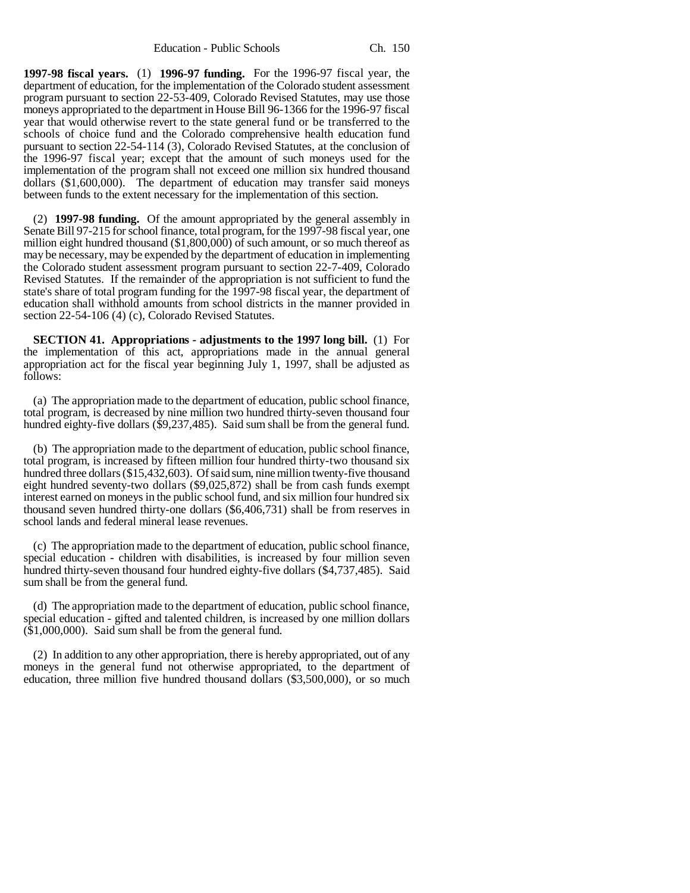**1997-98 fiscal years.** (1) **1996-97 funding.** For the 1996-97 fiscal year, the department of education, for the implementation of the Colorado student assessment program pursuant to section 22-53-409, Colorado Revised Statutes, may use those moneys appropriated to the department in House Bill 96-1366 for the 1996-97 fiscal year that would otherwise revert to the state general fund or be transferred to the schools of choice fund and the Colorado comprehensive health education fund pursuant to section 22-54-114 (3), Colorado Revised Statutes, at the conclusion of the 1996-97 fiscal year; except that the amount of such moneys used for the implementation of the program shall not exceed one million six hundred thousand dollars ($1,600,000). The department of education may transfer said moneys between funds to the extent necessary for the implementation of this section.

(2) **1997-98 funding.** Of the amount appropriated by the general assembly in Senate Bill 97-215 for school finance, total program, for the 1997-98 fiscal year, one million eight hundred thousand ($1,800,000) of such amount, or so much thereof as may be necessary, may be expended by the department of education in implementing the Colorado student assessment program pursuant to section 22-7-409, Colorado Revised Statutes. If the remainder of the appropriation is not sufficient to fund the state's share of total program funding for the 1997-98 fiscal year, the department of education shall withhold amounts from school districts in the manner provided in section 22-54-106 (4) (c), Colorado Revised Statutes.

**SECTION 41. Appropriations - adjustments to the 1997 long bill.** (1) For the implementation of this act, appropriations made in the annual general appropriation act for the fiscal year beginning July 1, 1997, shall be adjusted as follows:

(a) The appropriation made to the department of education, public school finance, total program, is decreased by nine million two hundred thirty-seven thousand four hundred eighty-five dollars ($9,237,485). Said sum shall be from the general fund.

(b) The appropriation made to the department of education, public school finance, total program, is increased by fifteen million four hundred thirty-two thousand six hundred three dollars ($15,432,603). Of said sum, nine million twenty-five thousand eight hundred seventy-two dollars ($9,025,872) shall be from cash funds exempt interest earned on moneys in the public school fund, and six million four hundred six thousand seven hundred thirty-one dollars ($6,406,731) shall be from reserves in school lands and federal mineral lease revenues.

(c) The appropriation made to the department of education, public school finance, special education - children with disabilities, is increased by four million seven hundred thirty-seven thousand four hundred eighty-five dollars ($4,737,485). Said sum shall be from the general fund.

(d) The appropriation made to the department of education, public school finance, special education - gifted and talented children, is increased by one million dollars ($1,000,000). Said sum shall be from the general fund.

(2) In addition to any other appropriation, there is hereby appropriated, out of any moneys in the general fund not otherwise appropriated, to the department of education, three million five hundred thousand dollars ($3,500,000), or so much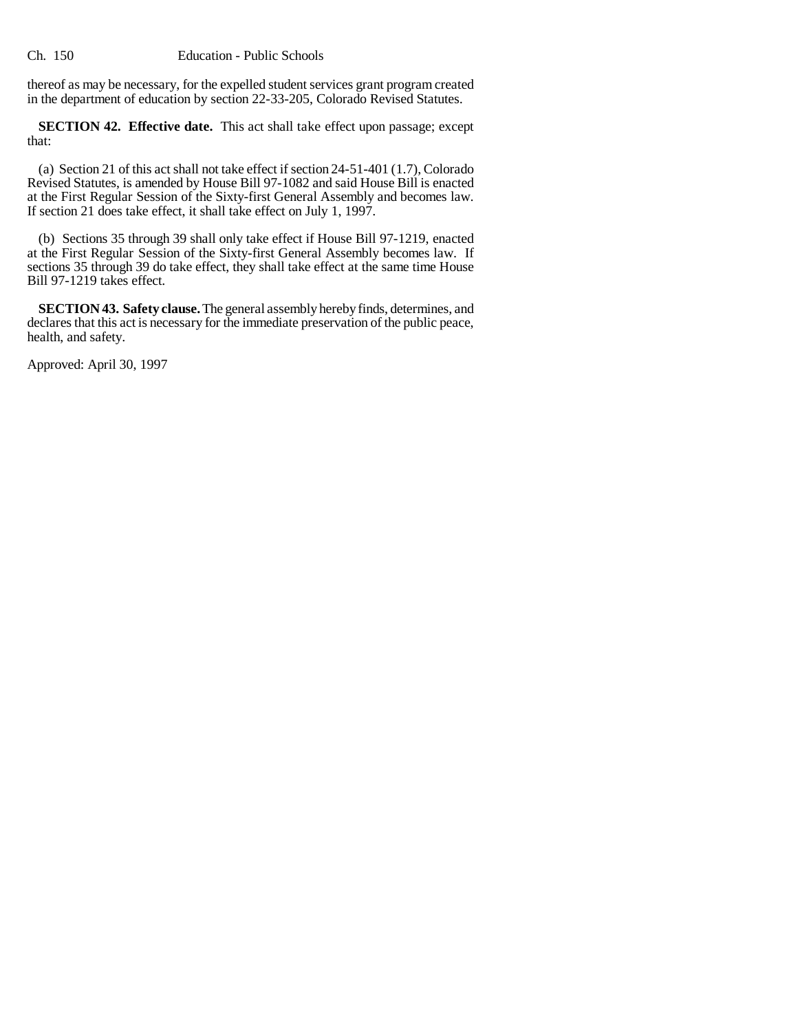thereof as may be necessary, for the expelled student services grant program created in the department of education by section 22-33-205, Colorado Revised Statutes.

**SECTION 42. Effective date.** This act shall take effect upon passage; except that:

(a) Section 21 of this act shall not take effect if section 24-51-401 (1.7), Colorado Revised Statutes, is amended by House Bill 97-1082 and said House Bill is enacted at the First Regular Session of the Sixty-first General Assembly and becomes law. If section 21 does take effect, it shall take effect on July 1, 1997.

(b) Sections 35 through 39 shall only take effect if House Bill 97-1219, enacted at the First Regular Session of the Sixty-first General Assembly becomes law. If sections 35 through 39 do take effect, they shall take effect at the same time House Bill 97-1219 takes effect.

**SECTION 43. Safety clause.** The general assembly hereby finds, determines, and declares that this act is necessary for the immediate preservation of the public peace, health, and safety.

Approved: April 30, 1997